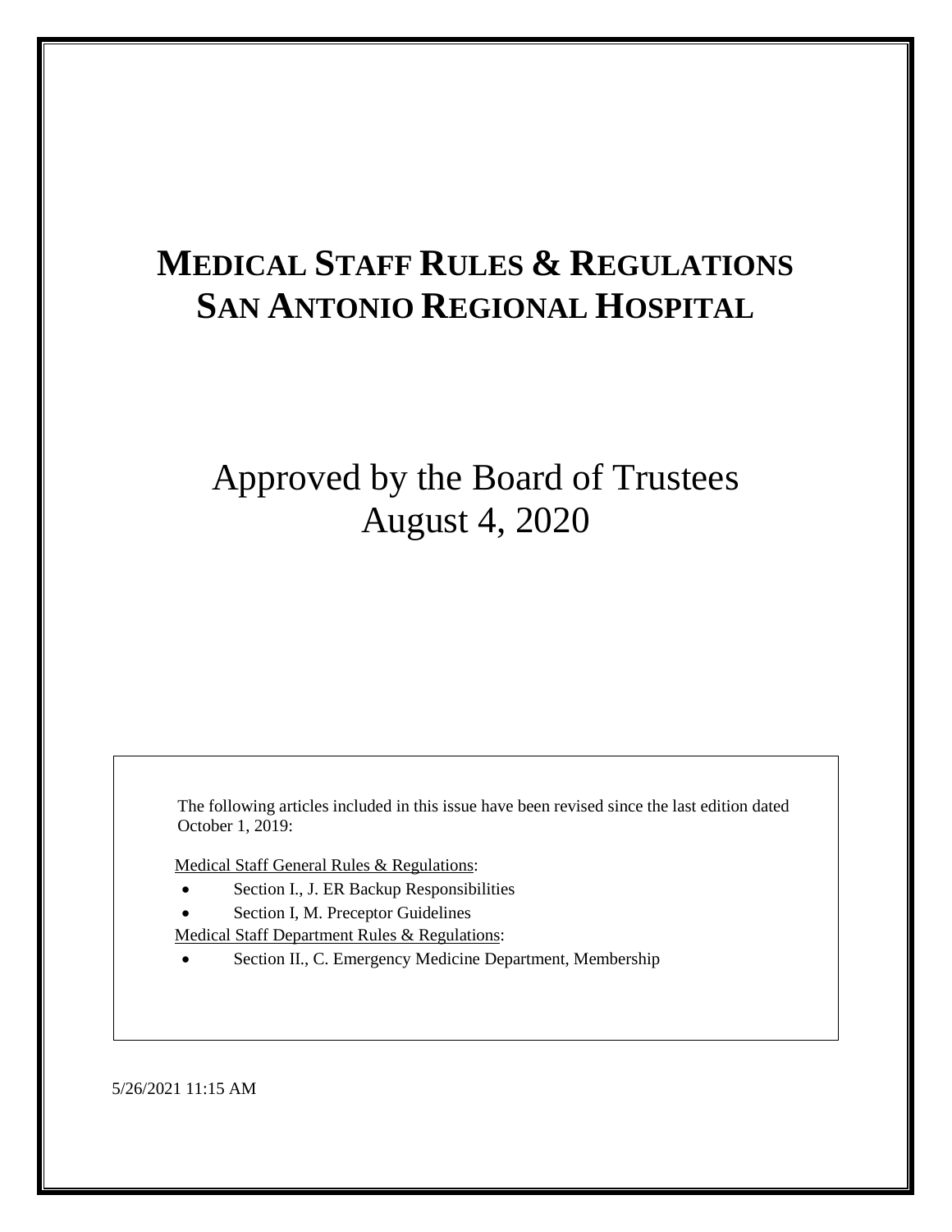# MEDICAL STAFF RULES & REGULATIONS
# SAN ANTONIO REGIONAL HOSPITAL

## Approved by the Board of Trustees
## August 4, 2020

The following articles included in this issue have been revised since the last edition dated October 1, 2019:

Medical Staff General Rules & Regulations:

- Section I., J. ER Backup Responsibilities
- Section I, M. Preceptor Guidelines

Medical Staff Department Rules & Regulations:

- Section II., C. Emergency Medicine Department, Membership

5/26/2021 11:15 AM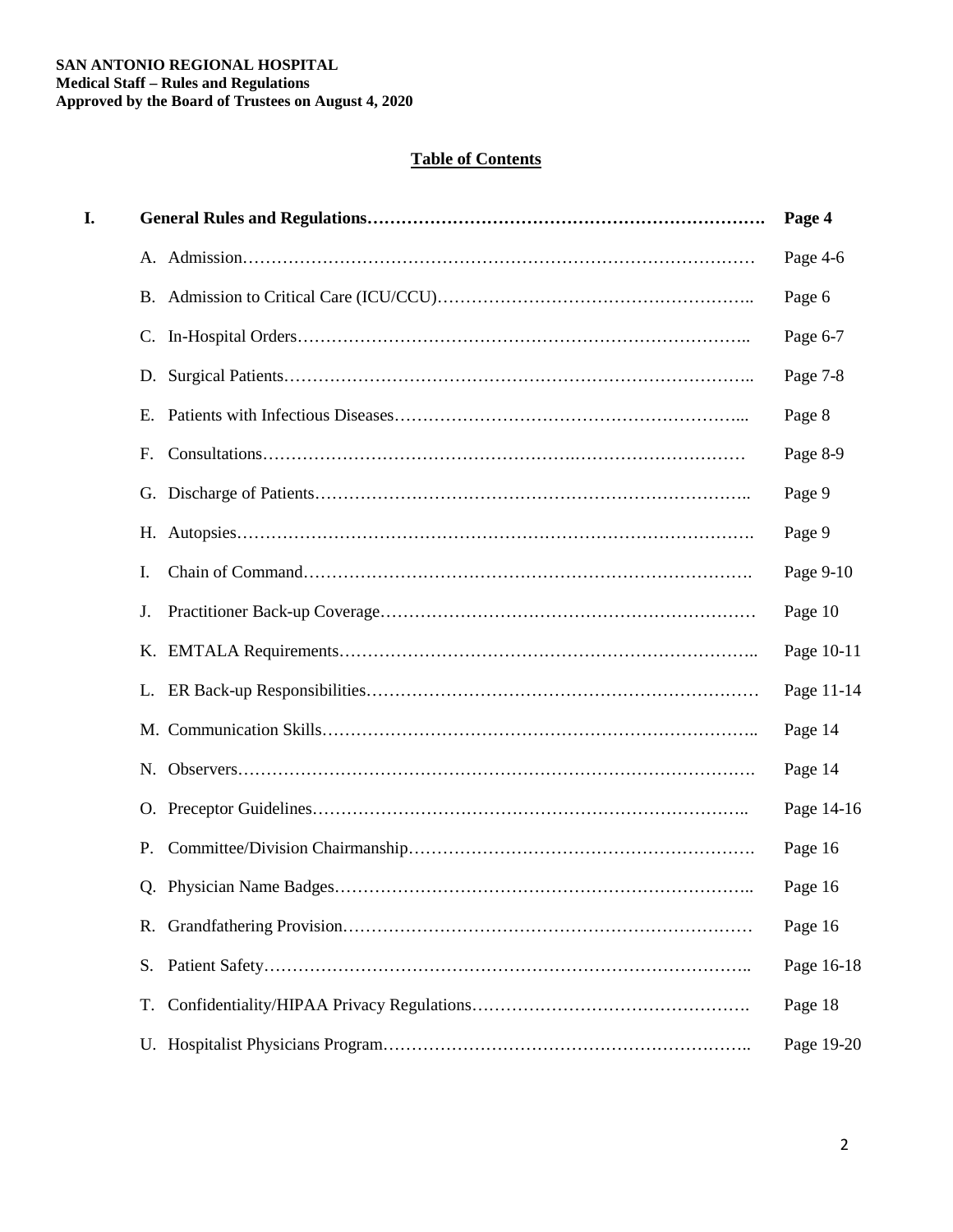**SAN ANTONIO REGIONAL HOSPITAL**
**Medical Staff – Rules and Regulations**
**Approved by the Board of Trustees on August 4, 2020**

## Table of Contents

| | | |
|---|---|---|
| **I.** | **General Rules and Regulations** | **Page 4** |
| | A. Admission | Page 4-6 |
| | B. Admission to Critical Care (ICU/CCU) | Page 6 |
| | C. In-Hospital Orders | Page 6-7 |
| | D. Surgical Patients | Page 7-8 |
| | E. Patients with Infectious Diseases | Page 8 |
| | F. Consultations | Page 8-9 |
| | G. Discharge of Patients | Page 9 |
| | H. Autopsies | Page 9 |
| | I. Chain of Command | Page 9-10 |
| | J. Practitioner Back-up Coverage | Page 10 |
| | K. EMTALA Requirements | Page 10-11 |
| | L. ER Back-up Responsibilities | Page 11-14 |
| | M. Communication Skills | Page 14 |
| | N. Observers | Page 14 |
| | O. Preceptor Guidelines | Page 14-16 |
| | P. Committee/Division Chairmanship | Page 16 |
| | Q. Physician Name Badges | Page 16 |
| | R. Grandfathering Provision | Page 16 |
| | S. Patient Safety | Page 16-18 |
| | T. Confidentiality/HIPAA Privacy Regulations | Page 18 |
| | U. Hospitalist Physicians Program | Page 19-20 |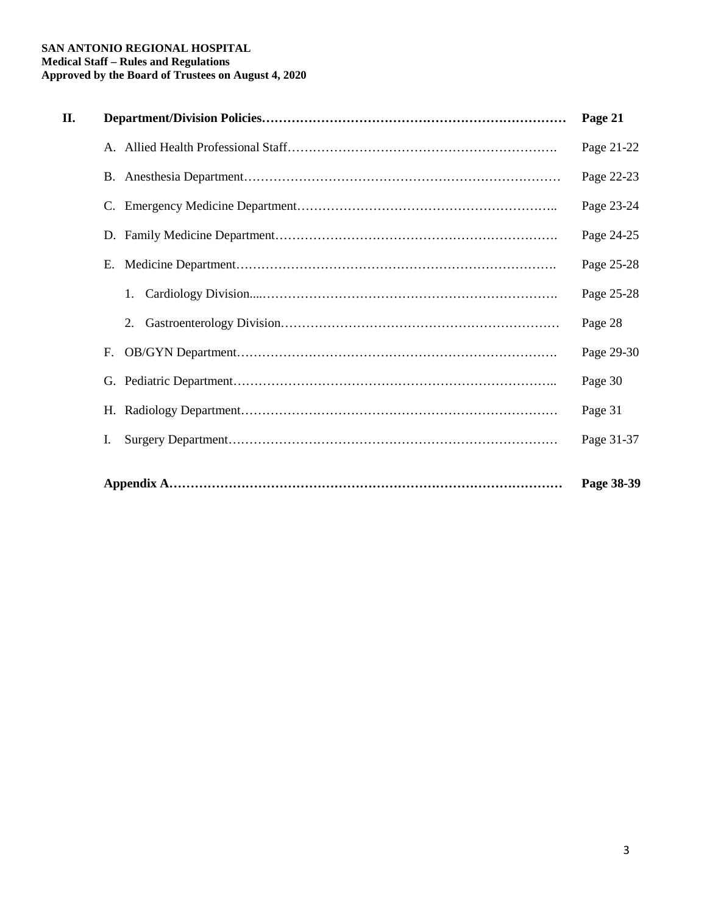| | | |
|---|---|---|
| **II.** | **Department/Division Policies……………………………………………………………** | **Page 21** |
| | A. Allied Health Professional Staff………………………………………………………. | Page 21-22 |
| | B. Anesthesia Department………………………………………………………………… | Page 22-23 |
| | C. Emergency Medicine Department………………………………………………….. | Page 23-24 |
| | D. Family Medicine Department…………………………………………………………. | Page 24-25 |
| | E. Medicine Department…………………………………………………………………. | Page 25-28 |
| | 1. Cardiology Division....……………………………………………………………. | Page 25-28 |
| | 2. Gastroenterology Division………………………………………………………… | Page 28 |
| | F. OB/GYN Department…………………………………………………………………. | Page 29-30 |
| | G. Pediatric Department………………………………………………………………….. | Page 30 |
| | H. Radiology Department………………………………………………………………… | Page 31 |
| | I. Surgery Department…………………………………………………………………… | Page 31-37 |
| | **Appendix A……………………………………………………………………………** | **Page 38-39** |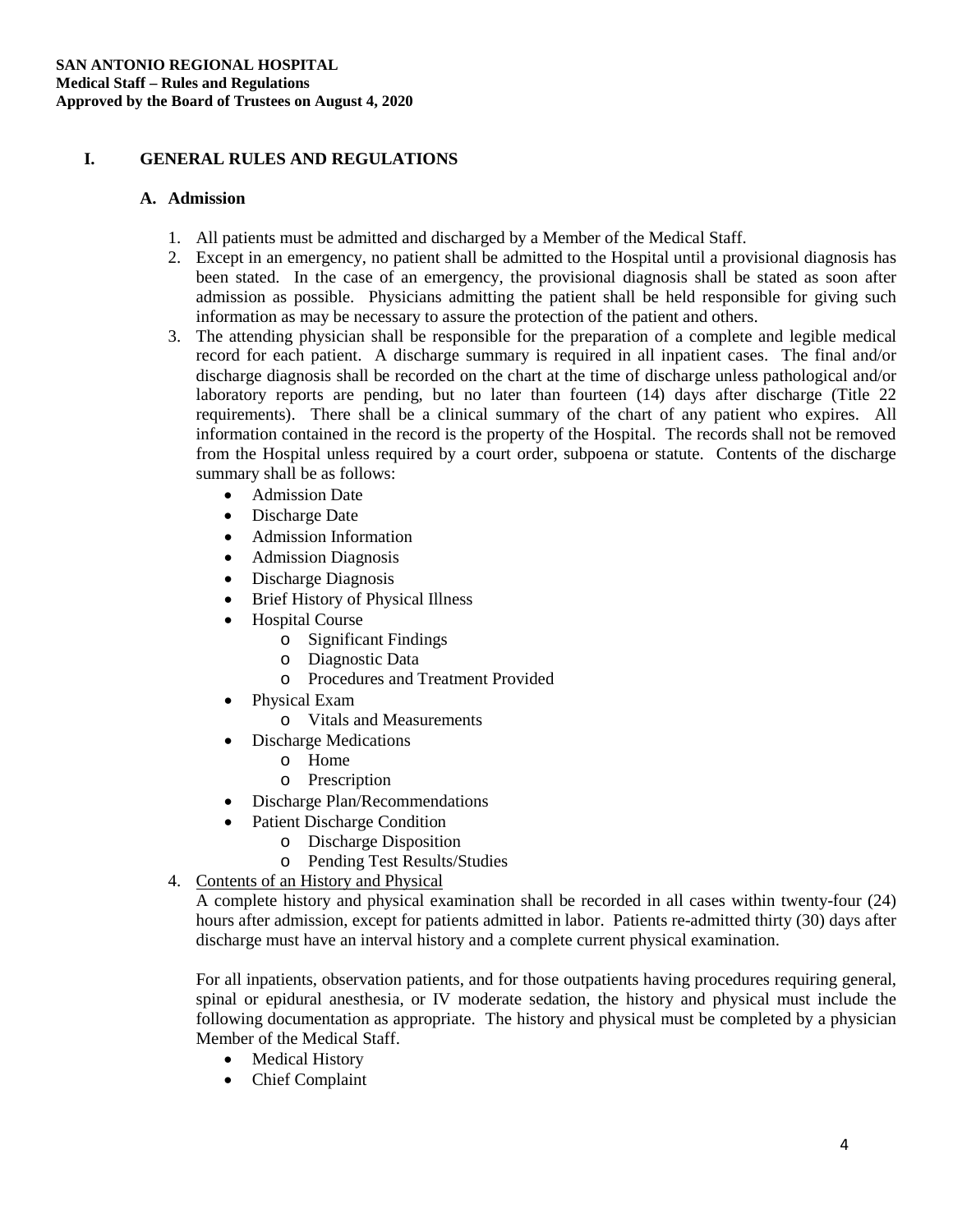**SAN ANTONIO REGIONAL HOSPITAL**
**Medical Staff – Rules and Regulations**
**Approved by the Board of Trustees on August 4, 2020**

# I. GENERAL RULES AND REGULATIONS

## A. Admission

1. All patients must be admitted and discharged by a Member of the Medical Staff.
2. Except in an emergency, no patient shall be admitted to the Hospital until a provisional diagnosis has been stated. In the case of an emergency, the provisional diagnosis shall be stated as soon after admission as possible. Physicians admitting the patient shall be held responsible for giving such information as may be necessary to assure the protection of the patient and others.
3. The attending physician shall be responsible for the preparation of a complete and legible medical record for each patient. A discharge summary is required in all inpatient cases. The final and/or discharge diagnosis shall be recorded on the chart at the time of discharge unless pathological and/or laboratory reports are pending, but no later than fourteen (14) days after discharge (Title 22 requirements). There shall be a clinical summary of the chart of any patient who expires. All information contained in the record is the property of the Hospital. The records shall not be removed from the Hospital unless required by a court order, subpoena or statute. Contents of the discharge summary shall be as follows:
   - Admission Date
   - Discharge Date
   - Admission Information
   - Admission Diagnosis
   - Discharge Diagnosis
   - Brief History of Physical Illness
   - Hospital Course
     - Significant Findings
     - Diagnostic Data
     - Procedures and Treatment Provided
   - Physical Exam
     - Vitals and Measurements
   - Discharge Medications
     - Home
     - Prescription
   - Discharge Plan/Recommendations
   - Patient Discharge Condition
     - Discharge Disposition
     - Pending Test Results/Studies
4. <u>Contents of an History and Physical</u>

   A complete history and physical examination shall be recorded in all cases within twenty-four (24) hours after admission, except for patients admitted in labor. Patients re-admitted thirty (30) days after discharge must have an interval history and a complete current physical examination.

   For all inpatients, observation patients, and for those outpatients having procedures requiring general, spinal or epidural anesthesia, or IV moderate sedation, the history and physical must include the following documentation as appropriate. The history and physical must be completed by a physician Member of the Medical Staff.
   - Medical History
   - Chief Complaint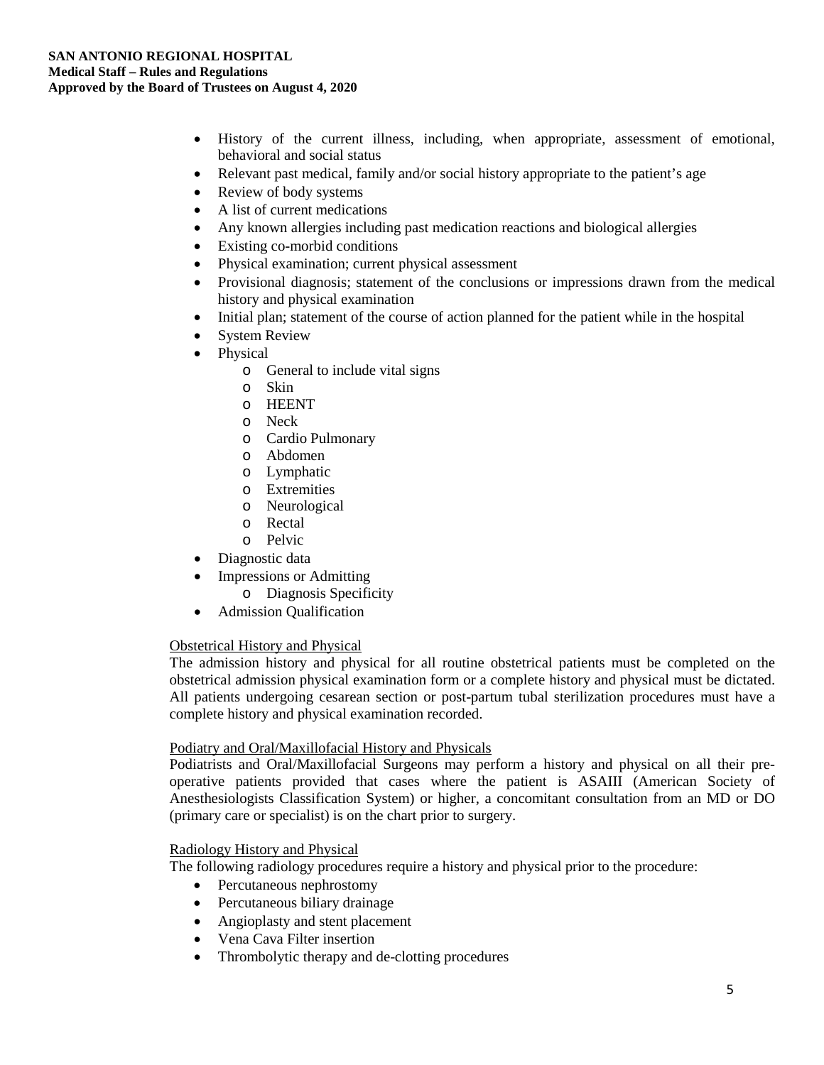- History of the current illness, including, when appropriate, assessment of emotional, behavioral and social status
- Relevant past medical, family and/or social history appropriate to the patient's age
- Review of body systems
- A list of current medications
- Any known allergies including past medication reactions and biological allergies
- Existing co-morbid conditions
- Physical examination; current physical assessment
- Provisional diagnosis; statement of the conclusions or impressions drawn from the medical history and physical examination
- Initial plan; statement of the course of action planned for the patient while in the hospital
- System Review
- Physical
  - General to include vital signs
  - Skin
  - HEENT
  - Neck
  - Cardio Pulmonary
  - Abdomen
  - Lymphatic
  - Extremities
  - Neurological
  - Rectal
  - Pelvic
- Diagnostic data
- Impressions or Admitting
  - Diagnosis Specificity
- Admission Qualification

<u>Obstetrical History and Physical</u>

The admission history and physical for all routine obstetrical patients must be completed on the obstetrical admission physical examination form or a complete history and physical must be dictated. All patients undergoing cesarean section or post-partum tubal sterilization procedures must have a complete history and physical examination recorded.

<u>Podiatry and Oral/Maxillofacial History and Physicals</u>

Podiatrists and Oral/Maxillofacial Surgeons may perform a history and physical on all their pre-operative patients provided that cases where the patient is ASAIII (American Society of Anesthesiologists Classification System) or higher, a concomitant consultation from an MD or DO (primary care or specialist) is on the chart prior to surgery.

<u>Radiology History and Physical</u>

The following radiology procedures require a history and physical prior to the procedure:

- Percutaneous nephrostomy
- Percutaneous biliary drainage
- Angioplasty and stent placement
- Vena Cava Filter insertion
- Thrombolytic therapy and de-clotting procedures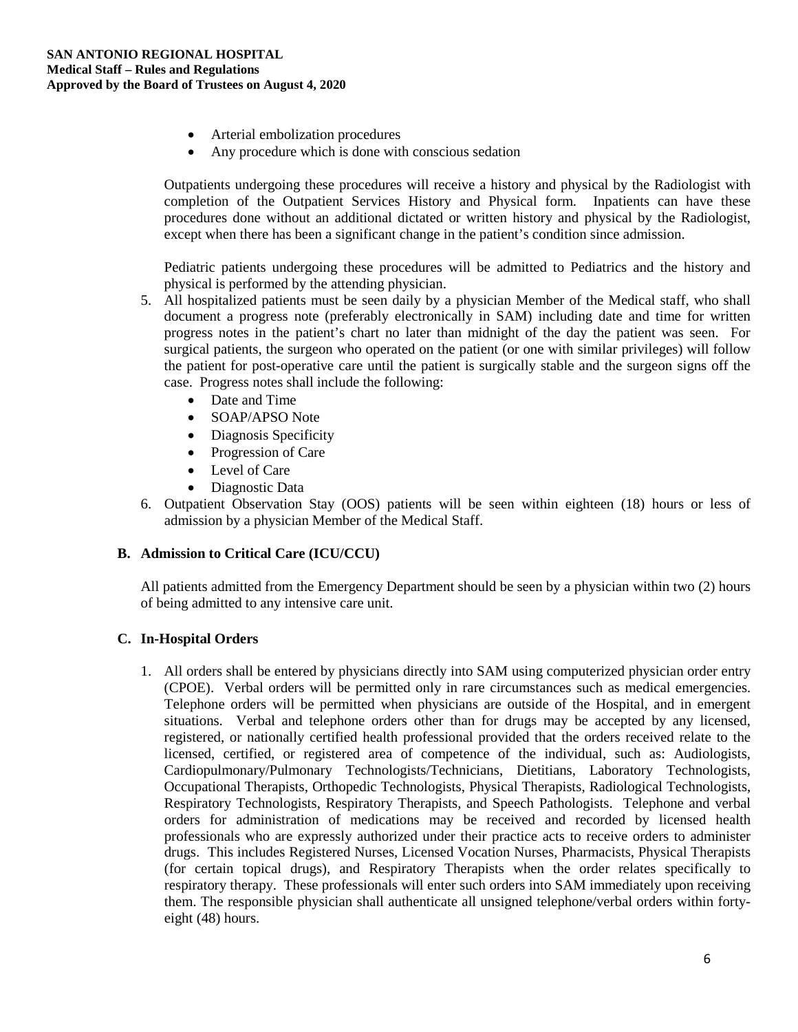- Arterial embolization procedures
- Any procedure which is done with conscious sedation

Outpatients undergoing these procedures will receive a history and physical by the Radiologist with completion of the Outpatient Services History and Physical form. Inpatients can have these procedures done without an additional dictated or written history and physical by the Radiologist, except when there has been a significant change in the patient's condition since admission.

Pediatric patients undergoing these procedures will be admitted to Pediatrics and the history and physical is performed by the attending physician.

5. All hospitalized patients must be seen daily by a physician Member of the Medical staff, who shall document a progress note (preferably electronically in SAM) including date and time for written progress notes in the patient's chart no later than midnight of the day the patient was seen. For surgical patients, the surgeon who operated on the patient (or one with similar privileges) will follow the patient for post-operative care until the patient is surgically stable and the surgeon signs off the case. Progress notes shall include the following:
   - Date and Time
   - SOAP/APSO Note
   - Diagnosis Specificity
   - Progression of Care
   - Level of Care
   - Diagnostic Data
6. Outpatient Observation Stay (OOS) patients will be seen within eighteen (18) hours or less of admission by a physician Member of the Medical Staff.

### B. Admission to Critical Care (ICU/CCU)

All patients admitted from the Emergency Department should be seen by a physician within two (2) hours of being admitted to any intensive care unit.

### C. In-Hospital Orders

1. All orders shall be entered by physicians directly into SAM using computerized physician order entry (CPOE). Verbal orders will be permitted only in rare circumstances such as medical emergencies. Telephone orders will be permitted when physicians are outside of the Hospital, and in emergent situations. Verbal and telephone orders other than for drugs may be accepted by any licensed, registered, or nationally certified health professional provided that the orders received relate to the licensed, certified, or registered area of competence of the individual, such as: Audiologists, Cardiopulmonary/Pulmonary Technologists/Technicians, Dietitians, Laboratory Technologists, Occupational Therapists, Orthopedic Technologists, Physical Therapists, Radiological Technologists, Respiratory Technologists, Respiratory Therapists, and Speech Pathologists. Telephone and verbal orders for administration of medications may be received and recorded by licensed health professionals who are expressly authorized under their practice acts to receive orders to administer drugs. This includes Registered Nurses, Licensed Vocation Nurses, Pharmacists, Physical Therapists (for certain topical drugs), and Respiratory Therapists when the order relates specifically to respiratory therapy. These professionals will enter such orders into SAM immediately upon receiving them. The responsible physician shall authenticate all unsigned telephone/verbal orders within forty-eight (48) hours.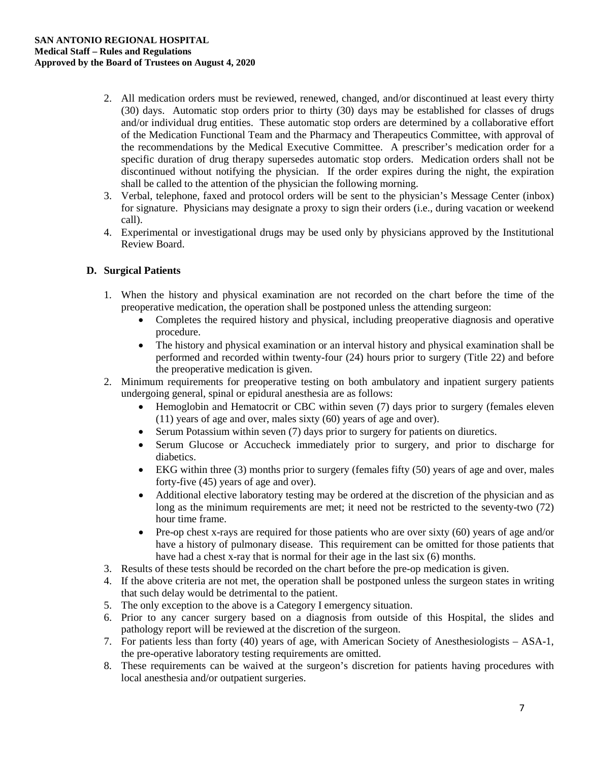2. All medication orders must be reviewed, renewed, changed, and/or discontinued at least every thirty (30) days. Automatic stop orders prior to thirty (30) days may be established for classes of drugs and/or individual drug entities. These automatic stop orders are determined by a collaborative effort of the Medication Functional Team and the Pharmacy and Therapeutics Committee, with approval of the recommendations by the Medical Executive Committee. A prescriber's medication order for a specific duration of drug therapy supersedes automatic stop orders. Medication orders shall not be discontinued without notifying the physician. If the order expires during the night, the expiration shall be called to the attention of the physician the following morning.
3. Verbal, telephone, faxed and protocol orders will be sent to the physician's Message Center (inbox) for signature. Physicians may designate a proxy to sign their orders (i.e., during vacation or weekend call).
4. Experimental or investigational drugs may be used only by physicians approved by the Institutional Review Board.

## D. Surgical Patients

1. When the history and physical examination are not recorded on the chart before the time of the preoperative medication, the operation shall be postponed unless the attending surgeon:
    - Completes the required history and physical, including preoperative diagnosis and operative procedure.
    - The history and physical examination or an interval history and physical examination shall be performed and recorded within twenty-four (24) hours prior to surgery (Title 22) and before the preoperative medication is given.
2. Minimum requirements for preoperative testing on both ambulatory and inpatient surgery patients undergoing general, spinal or epidural anesthesia are as follows:
    - Hemoglobin and Hematocrit or CBC within seven (7) days prior to surgery (females eleven (11) years of age and over, males sixty (60) years of age and over).
    - Serum Potassium within seven (7) days prior to surgery for patients on diuretics.
    - Serum Glucose or Accucheck immediately prior to surgery, and prior to discharge for diabetics.
    - EKG within three (3) months prior to surgery (females fifty (50) years of age and over, males forty-five (45) years of age and over).
    - Additional elective laboratory testing may be ordered at the discretion of the physician and as long as the minimum requirements are met; it need not be restricted to the seventy-two (72) hour time frame.
    - Pre-op chest x-rays are required for those patients who are over sixty (60) years of age and/or have a history of pulmonary disease. This requirement can be omitted for those patients that have had a chest x-ray that is normal for their age in the last six (6) months.
3. Results of these tests should be recorded on the chart before the pre-op medication is given.
4. If the above criteria are not met, the operation shall be postponed unless the surgeon states in writing that such delay would be detrimental to the patient.
5. The only exception to the above is a Category I emergency situation.
6. Prior to any cancer surgery based on a diagnosis from outside of this Hospital, the slides and pathology report will be reviewed at the discretion of the surgeon.
7. For patients less than forty (40) years of age, with American Society of Anesthesiologists – ASA-1, the pre-operative laboratory testing requirements are omitted.
8. These requirements can be waived at the surgeon's discretion for patients having procedures with local anesthesia and/or outpatient surgeries.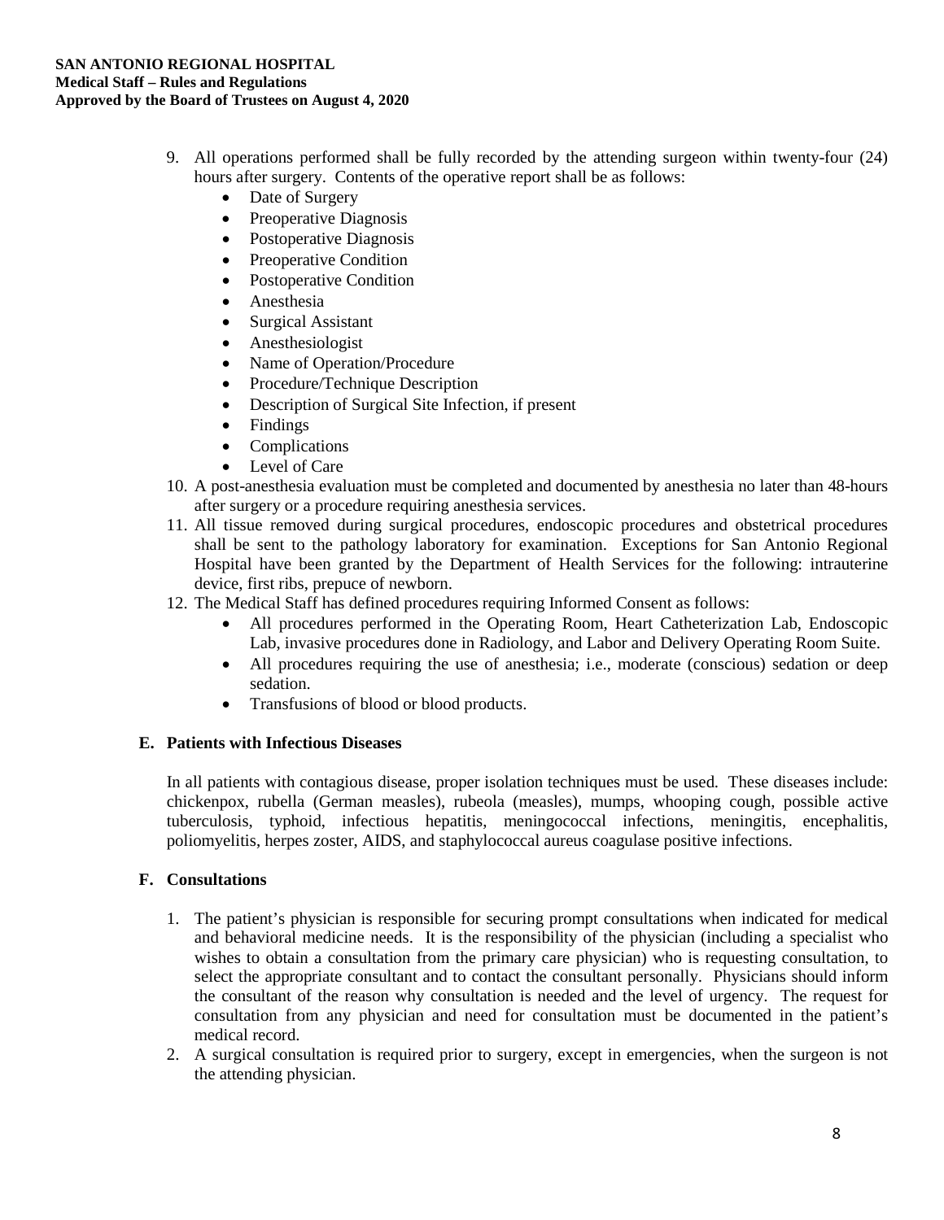9. All operations performed shall be fully recorded by the attending surgeon within twenty-four (24) hours after surgery. Contents of the operative report shall be as follows:
   - Date of Surgery
   - Preoperative Diagnosis
   - Postoperative Diagnosis
   - Preoperative Condition
   - Postoperative Condition
   - Anesthesia
   - Surgical Assistant
   - Anesthesiologist
   - Name of Operation/Procedure
   - Procedure/Technique Description
   - Description of Surgical Site Infection, if present
   - Findings
   - Complications
   - Level of Care
10. A post-anesthesia evaluation must be completed and documented by anesthesia no later than 48-hours after surgery or a procedure requiring anesthesia services.
11. All tissue removed during surgical procedures, endoscopic procedures and obstetrical procedures shall be sent to the pathology laboratory for examination. Exceptions for San Antonio Regional Hospital have been granted by the Department of Health Services for the following: intrauterine device, first ribs, prepuce of newborn.
12. The Medical Staff has defined procedures requiring Informed Consent as follows:
    - All procedures performed in the Operating Room, Heart Catheterization Lab, Endoscopic Lab, invasive procedures done in Radiology, and Labor and Delivery Operating Room Suite.
    - All procedures requiring the use of anesthesia; i.e., moderate (conscious) sedation or deep sedation.
    - Transfusions of blood or blood products.

## E. Patients with Infectious Diseases

In all patients with contagious disease, proper isolation techniques must be used. These diseases include: chickenpox, rubella (German measles), rubeola (measles), mumps, whooping cough, possible active tuberculosis, typhoid, infectious hepatitis, meningococcal infections, meningitis, encephalitis, poliomyelitis, herpes zoster, AIDS, and staphylococcal aureus coagulase positive infections.

## F. Consultations

1. The patient's physician is responsible for securing prompt consultations when indicated for medical and behavioral medicine needs. It is the responsibility of the physician (including a specialist who wishes to obtain a consultation from the primary care physician) who is requesting consultation, to select the appropriate consultant and to contact the consultant personally. Physicians should inform the consultant of the reason why consultation is needed and the level of urgency. The request for consultation from any physician and need for consultation must be documented in the patient's medical record.
2. A surgical consultation is required prior to surgery, except in emergencies, when the surgeon is not the attending physician.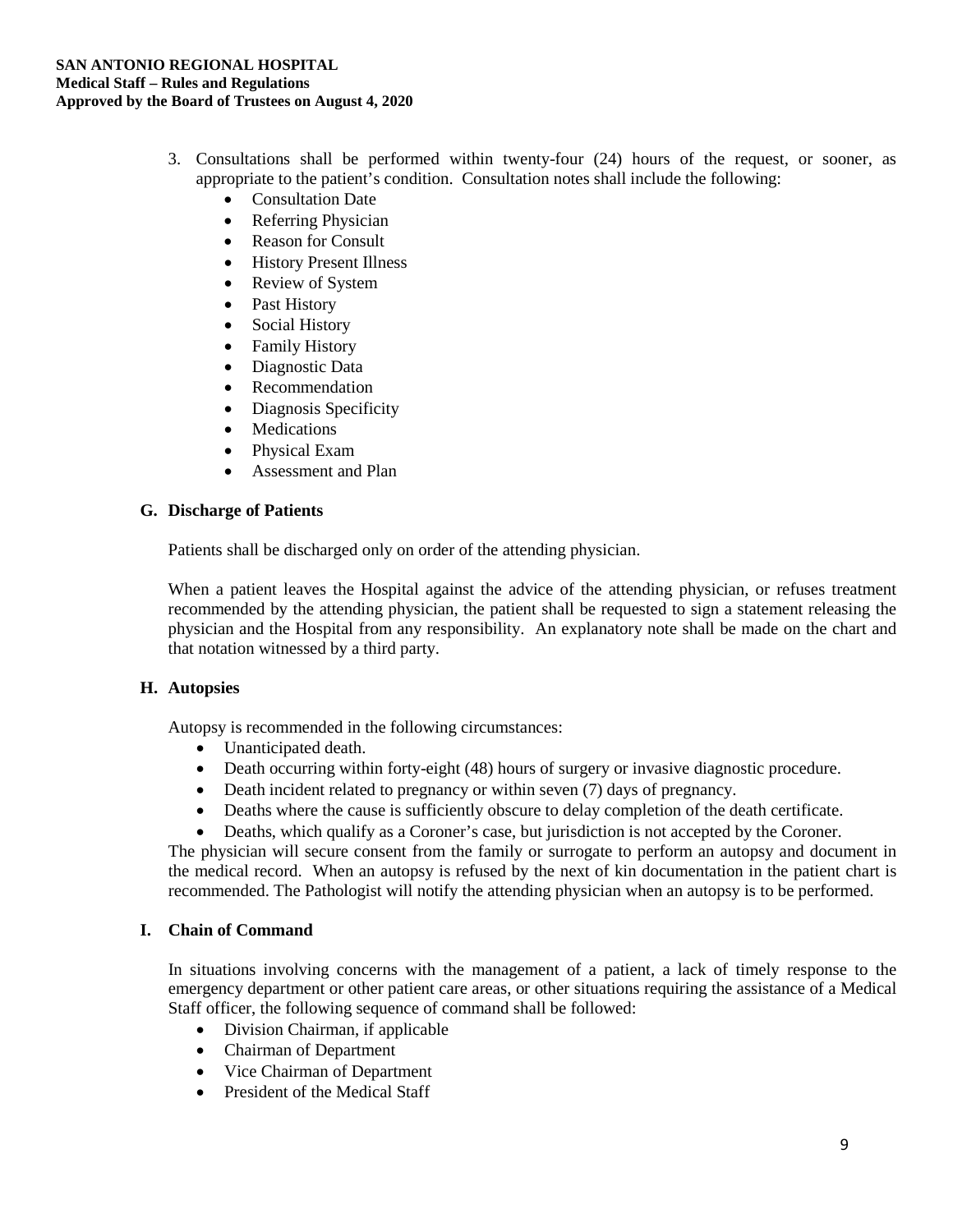3. Consultations shall be performed within twenty-four (24) hours of the request, or sooner, as appropriate to the patient's condition. Consultation notes shall include the following:
   - Consultation Date
   - Referring Physician
   - Reason for Consult
   - History Present Illness
   - Review of System
   - Past History
   - Social History
   - Family History
   - Diagnostic Data
   - Recommendation
   - Diagnosis Specificity
   - Medications
   - Physical Exam
   - Assessment and Plan

## G. Discharge of Patients

Patients shall be discharged only on order of the attending physician.

When a patient leaves the Hospital against the advice of the attending physician, or refuses treatment recommended by the attending physician, the patient shall be requested to sign a statement releasing the physician and the Hospital from any responsibility. An explanatory note shall be made on the chart and that notation witnessed by a third party.

## H. Autopsies

Autopsy is recommended in the following circumstances:

- Unanticipated death.
- Death occurring within forty-eight (48) hours of surgery or invasive diagnostic procedure.
- Death incident related to pregnancy or within seven (7) days of pregnancy.
- Deaths where the cause is sufficiently obscure to delay completion of the death certificate.
- Deaths, which qualify as a Coroner's case, but jurisdiction is not accepted by the Coroner.

The physician will secure consent from the family or surrogate to perform an autopsy and document in the medical record. When an autopsy is refused by the next of kin documentation in the patient chart is recommended. The Pathologist will notify the attending physician when an autopsy is to be performed.

## I. Chain of Command

In situations involving concerns with the management of a patient, a lack of timely response to the emergency department or other patient care areas, or other situations requiring the assistance of a Medical Staff officer, the following sequence of command shall be followed:

- Division Chairman, if applicable
- Chairman of Department
- Vice Chairman of Department
- President of the Medical Staff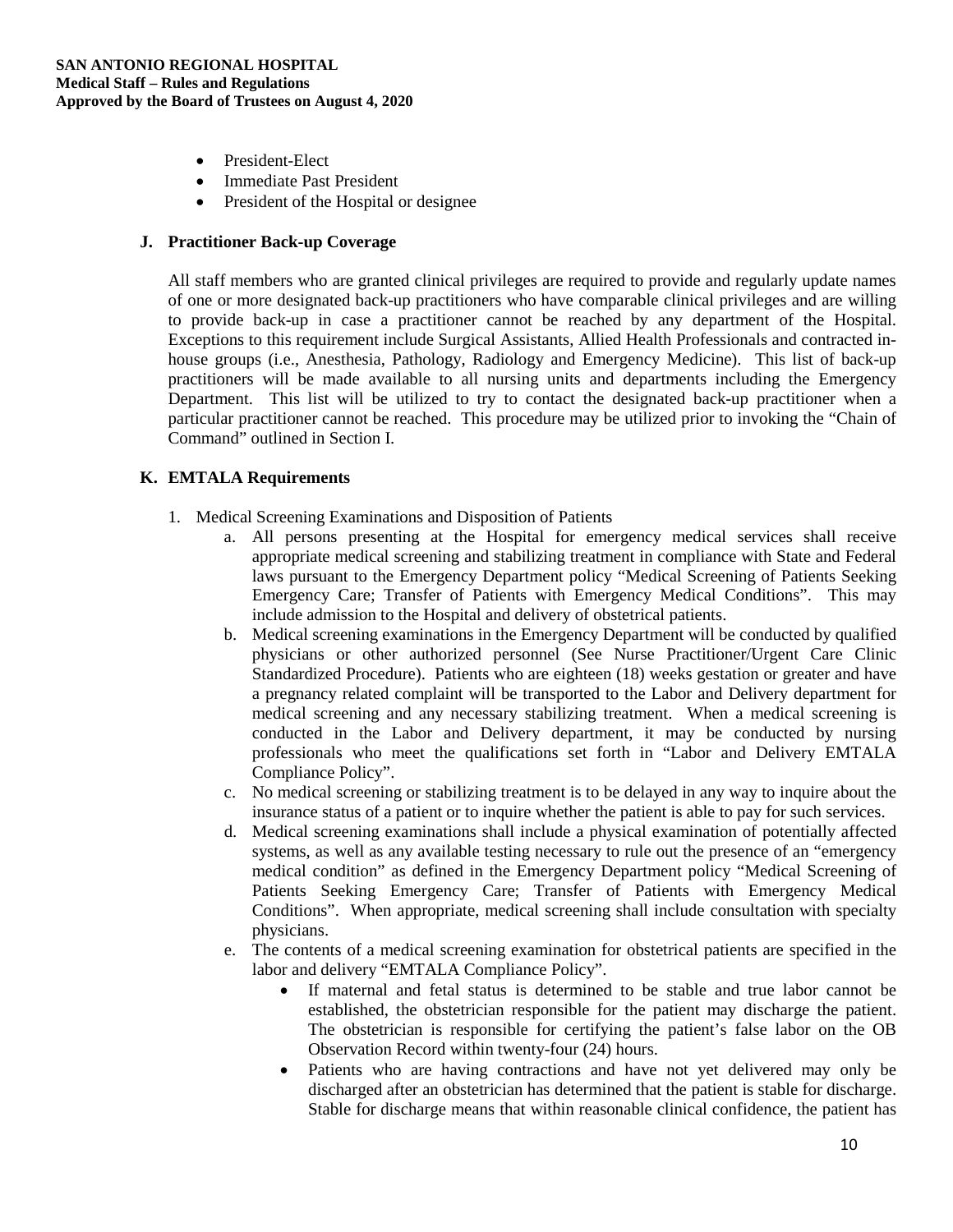- President-Elect
- Immediate Past President
- President of the Hospital or designee

### J. Practitioner Back-up Coverage

All staff members who are granted clinical privileges are required to provide and regularly update names of one or more designated back-up practitioners who have comparable clinical privileges and are willing to provide back-up in case a practitioner cannot be reached by any department of the Hospital. Exceptions to this requirement include Surgical Assistants, Allied Health Professionals and contracted in-house groups (i.e., Anesthesia, Pathology, Radiology and Emergency Medicine). This list of back-up practitioners will be made available to all nursing units and departments including the Emergency Department. This list will be utilized to try to contact the designated back-up practitioner when a particular practitioner cannot be reached. This procedure may be utilized prior to invoking the "Chain of Command" outlined in Section I.

### K. EMTALA Requirements

1. Medical Screening Examinations and Disposition of Patients
   a. All persons presenting at the Hospital for emergency medical services shall receive appropriate medical screening and stabilizing treatment in compliance with State and Federal laws pursuant to the Emergency Department policy "Medical Screening of Patients Seeking Emergency Care; Transfer of Patients with Emergency Medical Conditions". This may include admission to the Hospital and delivery of obstetrical patients.
   b. Medical screening examinations in the Emergency Department will be conducted by qualified physicians or other authorized personnel (See Nurse Practitioner/Urgent Care Clinic Standardized Procedure). Patients who are eighteen (18) weeks gestation or greater and have a pregnancy related complaint will be transported to the Labor and Delivery department for medical screening and any necessary stabilizing treatment. When a medical screening is conducted in the Labor and Delivery department, it may be conducted by nursing professionals who meet the qualifications set forth in "Labor and Delivery EMTALA Compliance Policy".
   c. No medical screening or stabilizing treatment is to be delayed in any way to inquire about the insurance status of a patient or to inquire whether the patient is able to pay for such services.
   d. Medical screening examinations shall include a physical examination of potentially affected systems, as well as any available testing necessary to rule out the presence of an "emergency medical condition" as defined in the Emergency Department policy "Medical Screening of Patients Seeking Emergency Care; Transfer of Patients with Emergency Medical Conditions". When appropriate, medical screening shall include consultation with specialty physicians.
   e. The contents of a medical screening examination for obstetrical patients are specified in the labor and delivery "EMTALA Compliance Policy".
      - If maternal and fetal status is determined to be stable and true labor cannot be established, the obstetrician responsible for the patient may discharge the patient. The obstetrician is responsible for certifying the patient's false labor on the OB Observation Record within twenty-four (24) hours.
      - Patients who are having contractions and have not yet delivered may only be discharged after an obstetrician has determined that the patient is stable for discharge. Stable for discharge means that within reasonable clinical confidence, the patient has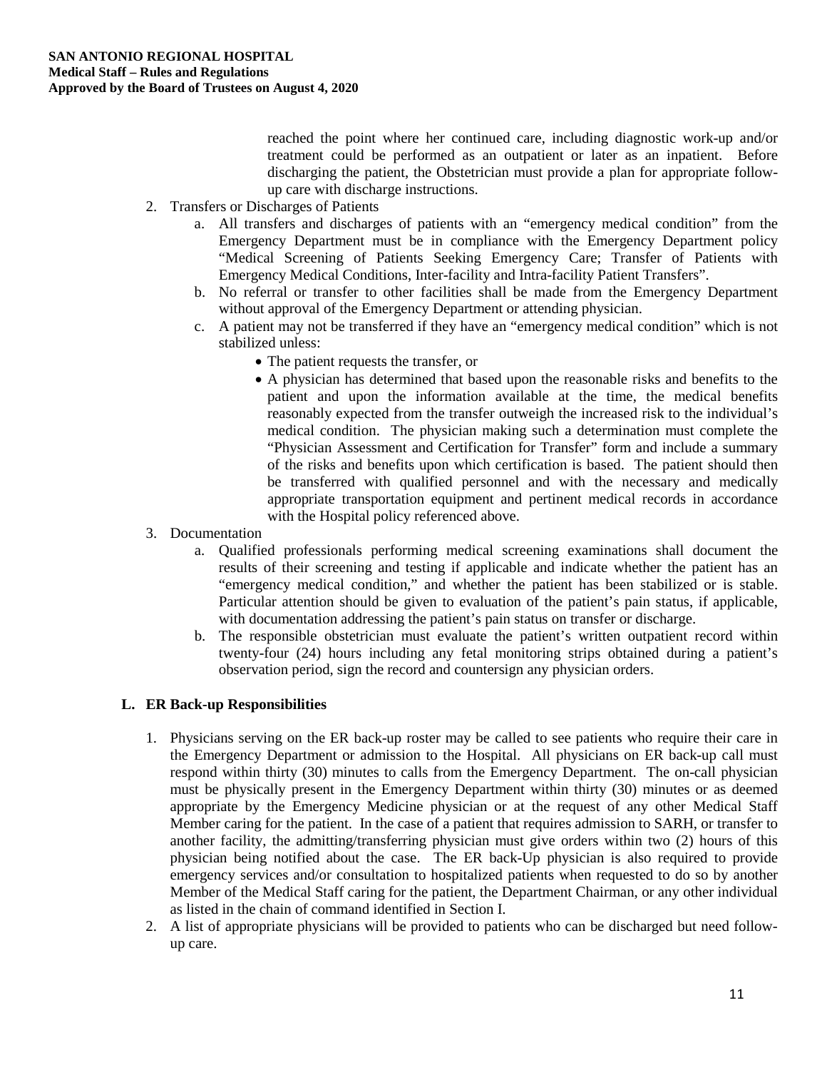reached the point where her continued care, including diagnostic work-up and/or treatment could be performed as an outpatient or later as an inpatient. Before discharging the patient, the Obstetrician must provide a plan for appropriate follow-up care with discharge instructions.

2. Transfers or Discharges of Patients
   a. All transfers and discharges of patients with an "emergency medical condition" from the Emergency Department must be in compliance with the Emergency Department policy "Medical Screening of Patients Seeking Emergency Care; Transfer of Patients with Emergency Medical Conditions, Inter-facility and Intra-facility Patient Transfers".
   b. No referral or transfer to other facilities shall be made from the Emergency Department without approval of the Emergency Department or attending physician.
   c. A patient may not be transferred if they have an "emergency medical condition" which is not stabilized unless:
      - The patient requests the transfer, or
      - A physician has determined that based upon the reasonable risks and benefits to the patient and upon the information available at the time, the medical benefits reasonably expected from the transfer outweigh the increased risk to the individual's medical condition. The physician making such a determination must complete the "Physician Assessment and Certification for Transfer" form and include a summary of the risks and benefits upon which certification is based. The patient should then be transferred with qualified personnel and with the necessary and medically appropriate transportation equipment and pertinent medical records in accordance with the Hospital policy referenced above.
3. Documentation
   a. Qualified professionals performing medical screening examinations shall document the results of their screening and testing if applicable and indicate whether the patient has an "emergency medical condition," and whether the patient has been stabilized or is stable. Particular attention should be given to evaluation of the patient's pain status, if applicable, with documentation addressing the patient's pain status on transfer or discharge.
   b. The responsible obstetrician must evaluate the patient's written outpatient record within twenty-four (24) hours including any fetal monitoring strips obtained during a patient's observation period, sign the record and countersign any physician orders.

### L. ER Back-up Responsibilities

1. Physicians serving on the ER back-up roster may be called to see patients who require their care in the Emergency Department or admission to the Hospital. All physicians on ER back-up call must respond within thirty (30) minutes to calls from the Emergency Department. The on-call physician must be physically present in the Emergency Department within thirty (30) minutes or as deemed appropriate by the Emergency Medicine physician or at the request of any other Medical Staff Member caring for the patient. In the case of a patient that requires admission to SARH, or transfer to another facility, the admitting/transferring physician must give orders within two (2) hours of this physician being notified about the case. The ER back-Up physician is also required to provide emergency services and/or consultation to hospitalized patients when requested to do so by another Member of the Medical Staff caring for the patient, the Department Chairman, or any other individual as listed in the chain of command identified in Section I.
2. A list of appropriate physicians will be provided to patients who can be discharged but need follow-up care.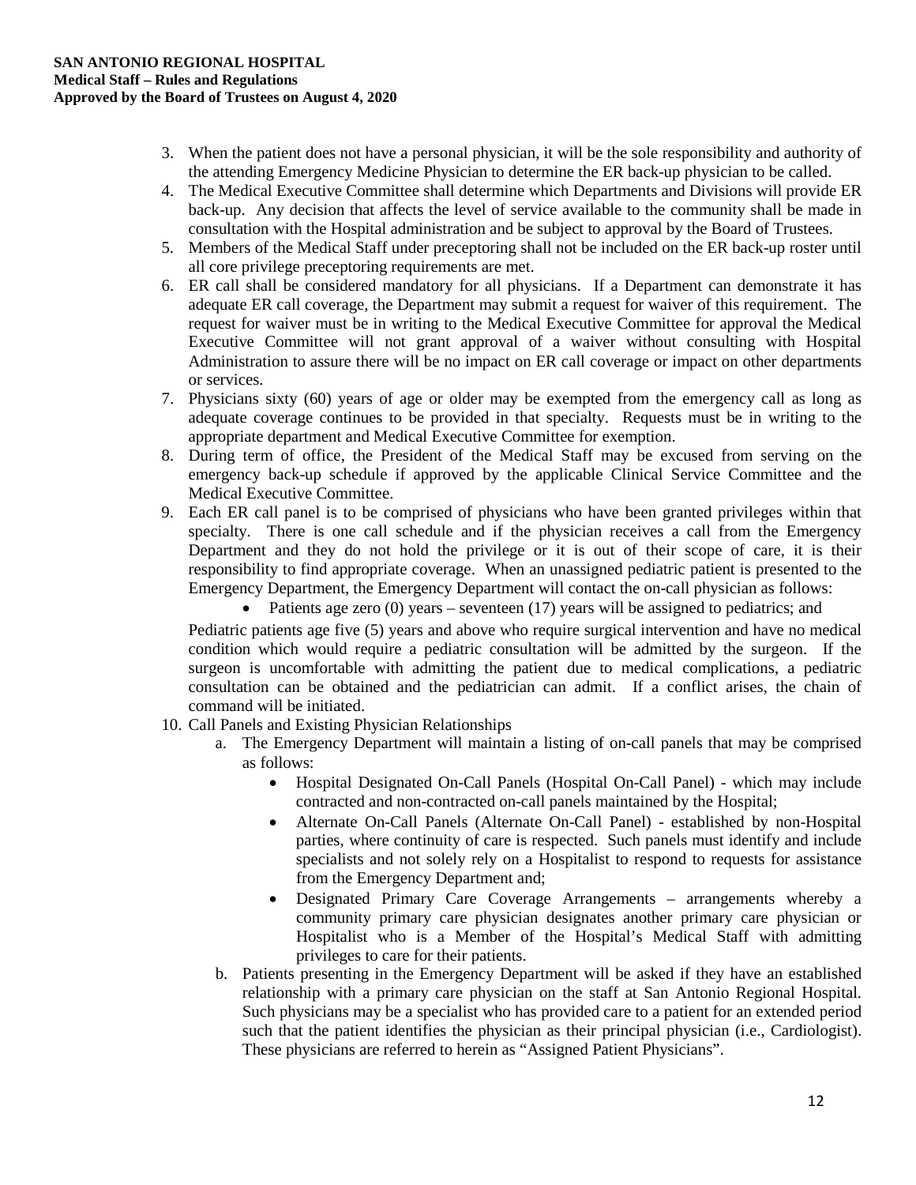3. When the patient does not have a personal physician, it will be the sole responsibility and authority of the attending Emergency Medicine Physician to determine the ER back-up physician to be called.
4. The Medical Executive Committee shall determine which Departments and Divisions will provide ER back-up. Any decision that affects the level of service available to the community shall be made in consultation with the Hospital administration and be subject to approval by the Board of Trustees.
5. Members of the Medical Staff under preceptoring shall not be included on the ER back-up roster until all core privilege preceptoring requirements are met.
6. ER call shall be considered mandatory for all physicians. If a Department can demonstrate it has adequate ER call coverage, the Department may submit a request for waiver of this requirement. The request for waiver must be in writing to the Medical Executive Committee for approval the Medical Executive Committee will not grant approval of a waiver without consulting with Hospital Administration to assure there will be no impact on ER call coverage or impact on other departments or services.
7. Physicians sixty (60) years of age or older may be exempted from the emergency call as long as adequate coverage continues to be provided in that specialty. Requests must be in writing to the appropriate department and Medical Executive Committee for exemption.
8. During term of office, the President of the Medical Staff may be excused from serving on the emergency back-up schedule if approved by the applicable Clinical Service Committee and the Medical Executive Committee.
9. Each ER call panel is to be comprised of physicians who have been granted privileges within that specialty. There is one call schedule and if the physician receives a call from the Emergency Department and they do not hold the privilege or it is out of their scope of care, it is their responsibility to find appropriate coverage. When an unassigned pediatric patient is presented to the Emergency Department, the Emergency Department will contact the on-call physician as follows:
   - Patients age zero (0) years – seventeen (17) years will be assigned to pediatrics; and

   Pediatric patients age five (5) years and above who require surgical intervention and have no medical condition which would require a pediatric consultation will be admitted by the surgeon. If the surgeon is uncomfortable with admitting the patient due to medical complications, a pediatric consultation can be obtained and the pediatrician can admit. If a conflict arises, the chain of command will be initiated.
10. Call Panels and Existing Physician Relationships
    a. The Emergency Department will maintain a listing of on-call panels that may be comprised as follows:
       - Hospital Designated On-Call Panels (Hospital On-Call Panel) - which may include contracted and non-contracted on-call panels maintained by the Hospital;
       - Alternate On-Call Panels (Alternate On-Call Panel) - established by non-Hospital parties, where continuity of care is respected. Such panels must identify and include specialists and not solely rely on a Hospitalist to respond to requests for assistance from the Emergency Department and;
       - Designated Primary Care Coverage Arrangements – arrangements whereby a community primary care physician designates another primary care physician or Hospitalist who is a Member of the Hospital's Medical Staff with admitting privileges to care for their patients.

    b. Patients presenting in the Emergency Department will be asked if they have an established relationship with a primary care physician on the staff at San Antonio Regional Hospital. Such physicians may be a specialist who has provided care to a patient for an extended period such that the patient identifies the physician as their principal physician (i.e., Cardiologist). These physicians are referred to herein as "Assigned Patient Physicians".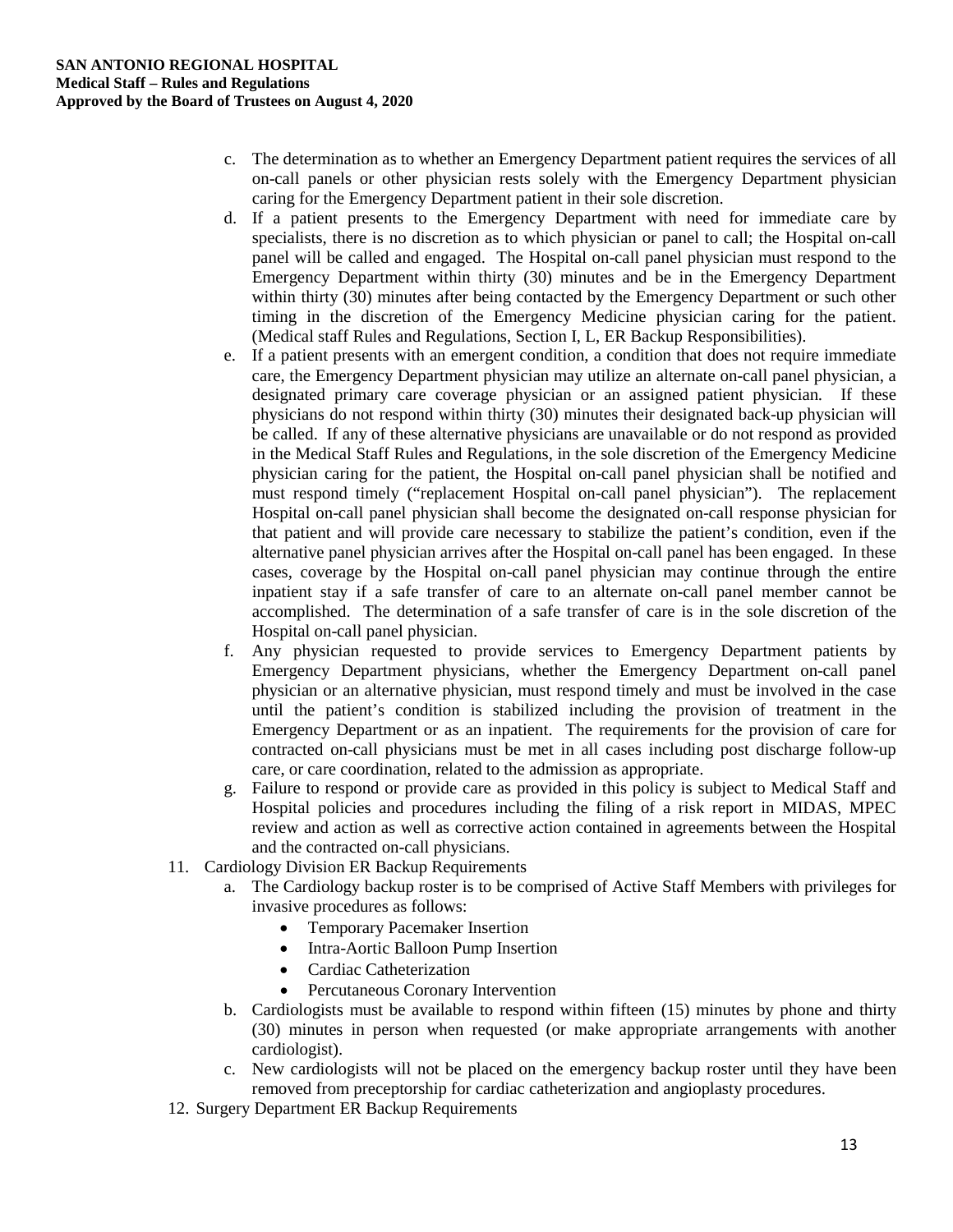c. The determination as to whether an Emergency Department patient requires the services of all on-call panels or other physician rests solely with the Emergency Department physician caring for the Emergency Department patient in their sole discretion.

d. If a patient presents to the Emergency Department with need for immediate care by specialists, there is no discretion as to which physician or panel to call; the Hospital on-call panel will be called and engaged. The Hospital on-call panel physician must respond to the Emergency Department within thirty (30) minutes and be in the Emergency Department within thirty (30) minutes after being contacted by the Emergency Department or such other timing in the discretion of the Emergency Medicine physician caring for the patient. (Medical staff Rules and Regulations, Section I, L, ER Backup Responsibilities).

e. If a patient presents with an emergent condition, a condition that does not require immediate care, the Emergency Department physician may utilize an alternate on-call panel physician, a designated primary care coverage physician or an assigned patient physician. If these physicians do not respond within thirty (30) minutes their designated back-up physician will be called. If any of these alternative physicians are unavailable or do not respond as provided in the Medical Staff Rules and Regulations, in the sole discretion of the Emergency Medicine physician caring for the patient, the Hospital on-call panel physician shall be notified and must respond timely ("replacement Hospital on-call panel physician"). The replacement Hospital on-call panel physician shall become the designated on-call response physician for that patient and will provide care necessary to stabilize the patient's condition, even if the alternative panel physician arrives after the Hospital on-call panel has been engaged. In these cases, coverage by the Hospital on-call panel physician may continue through the entire inpatient stay if a safe transfer of care to an alternate on-call panel member cannot be accomplished. The determination of a safe transfer of care is in the sole discretion of the Hospital on-call panel physician.

f. Any physician requested to provide services to Emergency Department patients by Emergency Department physicians, whether the Emergency Department on-call panel physician or an alternative physician, must respond timely and must be involved in the case until the patient's condition is stabilized including the provision of treatment in the Emergency Department or as an inpatient. The requirements for the provision of care for contracted on-call physicians must be met in all cases including post discharge follow-up care, or care coordination, related to the admission as appropriate.

g. Failure to respond or provide care as provided in this policy is subject to Medical Staff and Hospital policies and procedures including the filing of a risk report in MIDAS, MPEC review and action as well as corrective action contained in agreements between the Hospital and the contracted on-call physicians.

11. Cardiology Division ER Backup Requirements

    a. The Cardiology backup roster is to be comprised of Active Staff Members with privileges for invasive procedures as follows:
        - Temporary Pacemaker Insertion
        - Intra-Aortic Balloon Pump Insertion
        - Cardiac Catheterization
        - Percutaneous Coronary Intervention

    b. Cardiologists must be available to respond within fifteen (15) minutes by phone and thirty (30) minutes in person when requested (or make appropriate arrangements with another cardiologist).

    c. New cardiologists will not be placed on the emergency backup roster until they have been removed from preceptorship for cardiac catheterization and angioplasty procedures.

12. Surgery Department ER Backup Requirements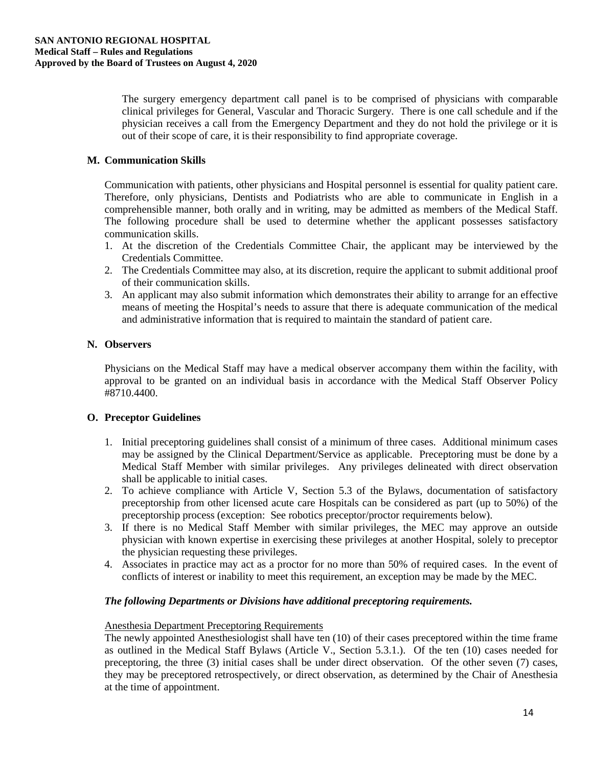The surgery emergency department call panel is to be comprised of physicians with comparable clinical privileges for General, Vascular and Thoracic Surgery. There is one call schedule and if the physician receives a call from the Emergency Department and they do not hold the privilege or it is out of their scope of care, it is their responsibility to find appropriate coverage.

### M. Communication Skills

Communication with patients, other physicians and Hospital personnel is essential for quality patient care. Therefore, only physicians, Dentists and Podiatrists who are able to communicate in English in a comprehensible manner, both orally and in writing, may be admitted as members of the Medical Staff. The following procedure shall be used to determine whether the applicant possesses satisfactory communication skills.

1. At the discretion of the Credentials Committee Chair, the applicant may be interviewed by the Credentials Committee.
2. The Credentials Committee may also, at its discretion, require the applicant to submit additional proof of their communication skills.
3. An applicant may also submit information which demonstrates their ability to arrange for an effective means of meeting the Hospital's needs to assure that there is adequate communication of the medical and administrative information that is required to maintain the standard of patient care.

### N. Observers

Physicians on the Medical Staff may have a medical observer accompany them within the facility, with approval to be granted on an individual basis in accordance with the Medical Staff Observer Policy #8710.4400.

### O. Preceptor Guidelines

1. Initial preceptoring guidelines shall consist of a minimum of three cases. Additional minimum cases may be assigned by the Clinical Department/Service as applicable. Preceptoring must be done by a Medical Staff Member with similar privileges. Any privileges delineated with direct observation shall be applicable to initial cases.
2. To achieve compliance with Article V, Section 5.3 of the Bylaws, documentation of satisfactory preceptorship from other licensed acute care Hospitals can be considered as part (up to 50%) of the preceptorship process (exception: See robotics preceptor/proctor requirements below).
3. If there is no Medical Staff Member with similar privileges, the MEC may approve an outside physician with known expertise in exercising these privileges at another Hospital, solely to preceptor the physician requesting these privileges.
4. Associates in practice may act as a proctor for no more than 50% of required cases. In the event of conflicts of interest or inability to meet this requirement, an exception may be made by the MEC.

***The following Departments or Divisions have additional preceptoring requirements.***

<u>Anesthesia Department Preceptoring Requirements</u>

The newly appointed Anesthesiologist shall have ten (10) of their cases preceptored within the time frame as outlined in the Medical Staff Bylaws (Article V., Section 5.3.1.). Of the ten (10) cases needed for preceptoring, the three (3) initial cases shall be under direct observation. Of the other seven (7) cases, they may be preceptored retrospectively, or direct observation, as determined by the Chair of Anesthesia at the time of appointment.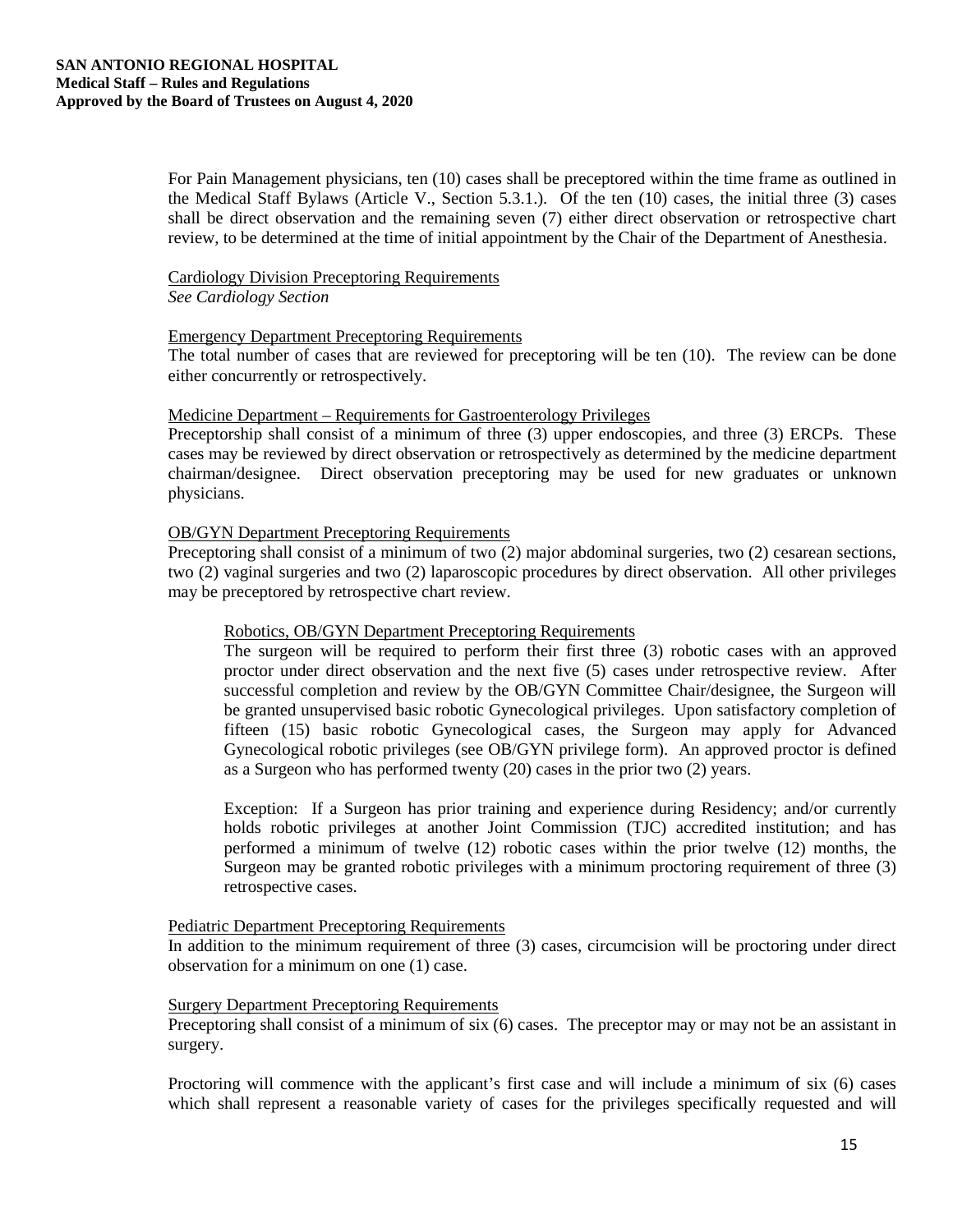For Pain Management physicians, ten (10) cases shall be preceptored within the time frame as outlined in the Medical Staff Bylaws (Article V., Section 5.3.1.). Of the ten (10) cases, the initial three (3) cases shall be direct observation and the remaining seven (7) either direct observation or retrospective chart review, to be determined at the time of initial appointment by the Chair of the Department of Anesthesia.

Cardiology Division Preceptoring Requirements
*See Cardiology Section*

Emergency Department Preceptoring Requirements
The total number of cases that are reviewed for preceptoring will be ten (10). The review can be done either concurrently or retrospectively.

Medicine Department – Requirements for Gastroenterology Privileges
Preceptorship shall consist of a minimum of three (3) upper endoscopies, and three (3) ERCPs. These cases may be reviewed by direct observation or retrospectively as determined by the medicine department chairman/designee. Direct observation preceptoring may be used for new graduates or unknown physicians.

OB/GYN Department Preceptoring Requirements
Preceptoring shall consist of a minimum of two (2) major abdominal surgeries, two (2) cesarean sections, two (2) vaginal surgeries and two (2) laparoscopic procedures by direct observation. All other privileges may be preceptored by retrospective chart review.

> Robotics, OB/GYN Department Preceptoring Requirements
> The surgeon will be required to perform their first three (3) robotic cases with an approved proctor under direct observation and the next five (5) cases under retrospective review. After successful completion and review by the OB/GYN Committee Chair/designee, the Surgeon will be granted unsupervised basic robotic Gynecological privileges. Upon satisfactory completion of fifteen (15) basic robotic Gynecological cases, the Surgeon may apply for Advanced Gynecological robotic privileges (see OB/GYN privilege form). An approved proctor is defined as a Surgeon who has performed twenty (20) cases in the prior two (2) years.
>
> Exception: If a Surgeon has prior training and experience during Residency; and/or currently holds robotic privileges at another Joint Commission (TJC) accredited institution; and has performed a minimum of twelve (12) robotic cases within the prior twelve (12) months, the Surgeon may be granted robotic privileges with a minimum proctoring requirement of three (3) retrospective cases.

Pediatric Department Preceptoring Requirements
In addition to the minimum requirement of three (3) cases, circumcision will be proctoring under direct observation for a minimum on one (1) case.

Surgery Department Preceptoring Requirements
Preceptoring shall consist of a minimum of six (6) cases. The preceptor may or may not be an assistant in surgery.

Proctoring will commence with the applicant's first case and will include a minimum of six (6) cases which shall represent a reasonable variety of cases for the privileges specifically requested and will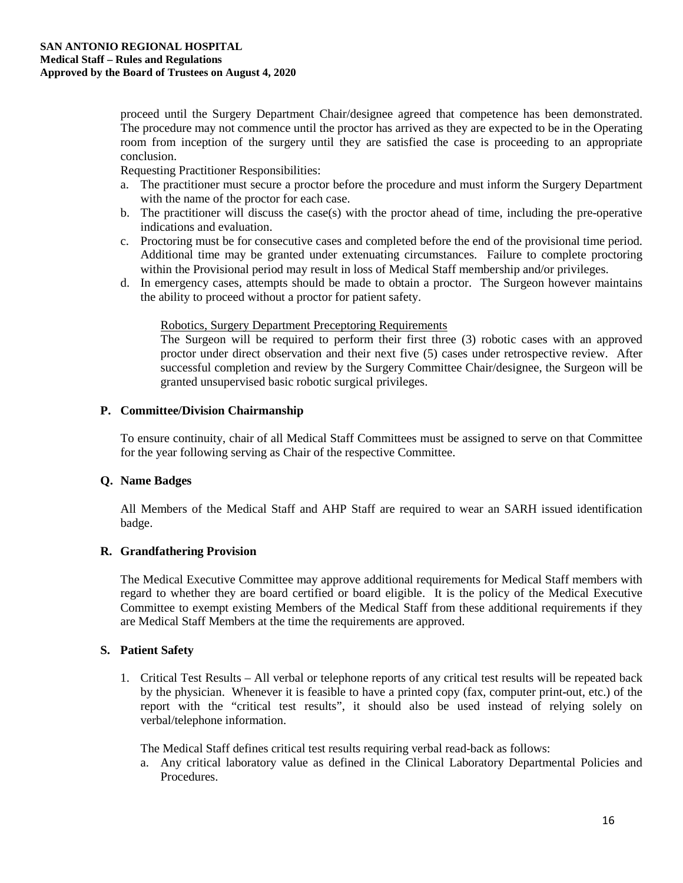proceed until the Surgery Department Chair/designee agreed that competence has been demonstrated. The procedure may not commence until the proctor has arrived as they are expected to be in the Operating room from inception of the surgery until they are satisfied the case is proceeding to an appropriate conclusion.

Requesting Practitioner Responsibilities:

a. The practitioner must secure a proctor before the procedure and must inform the Surgery Department with the name of the proctor for each case.
b. The practitioner will discuss the case(s) with the proctor ahead of time, including the pre-operative indications and evaluation.
c. Proctoring must be for consecutive cases and completed before the end of the provisional time period. Additional time may be granted under extenuating circumstances. Failure to complete proctoring within the Provisional period may result in loss of Medical Staff membership and/or privileges.
d. In emergency cases, attempts should be made to obtain a proctor. The Surgeon however maintains the ability to proceed without a proctor for patient safety.

<u>Robotics, Surgery Department Preceptoring Requirements</u>

The Surgeon will be required to perform their first three (3) robotic cases with an approved proctor under direct observation and their next five (5) cases under retrospective review. After successful completion and review by the Surgery Committee Chair/designee, the Surgeon will be granted unsupervised basic robotic surgical privileges.

## P. Committee/Division Chairmanship

To ensure continuity, chair of all Medical Staff Committees must be assigned to serve on that Committee for the year following serving as Chair of the respective Committee.

## Q. Name Badges

All Members of the Medical Staff and AHP Staff are required to wear an SARH issued identification badge.

## R. Grandfathering Provision

The Medical Executive Committee may approve additional requirements for Medical Staff members with regard to whether they are board certified or board eligible. It is the policy of the Medical Executive Committee to exempt existing Members of the Medical Staff from these additional requirements if they are Medical Staff Members at the time the requirements are approved.

## S. Patient Safety

1. Critical Test Results – All verbal or telephone reports of any critical test results will be repeated back by the physician. Whenever it is feasible to have a printed copy (fax, computer print-out, etc.) of the report with the "critical test results", it should also be used instead of relying solely on verbal/telephone information.

   The Medical Staff defines critical test results requiring verbal read-back as follows:

   a. Any critical laboratory value as defined in the Clinical Laboratory Departmental Policies and Procedures.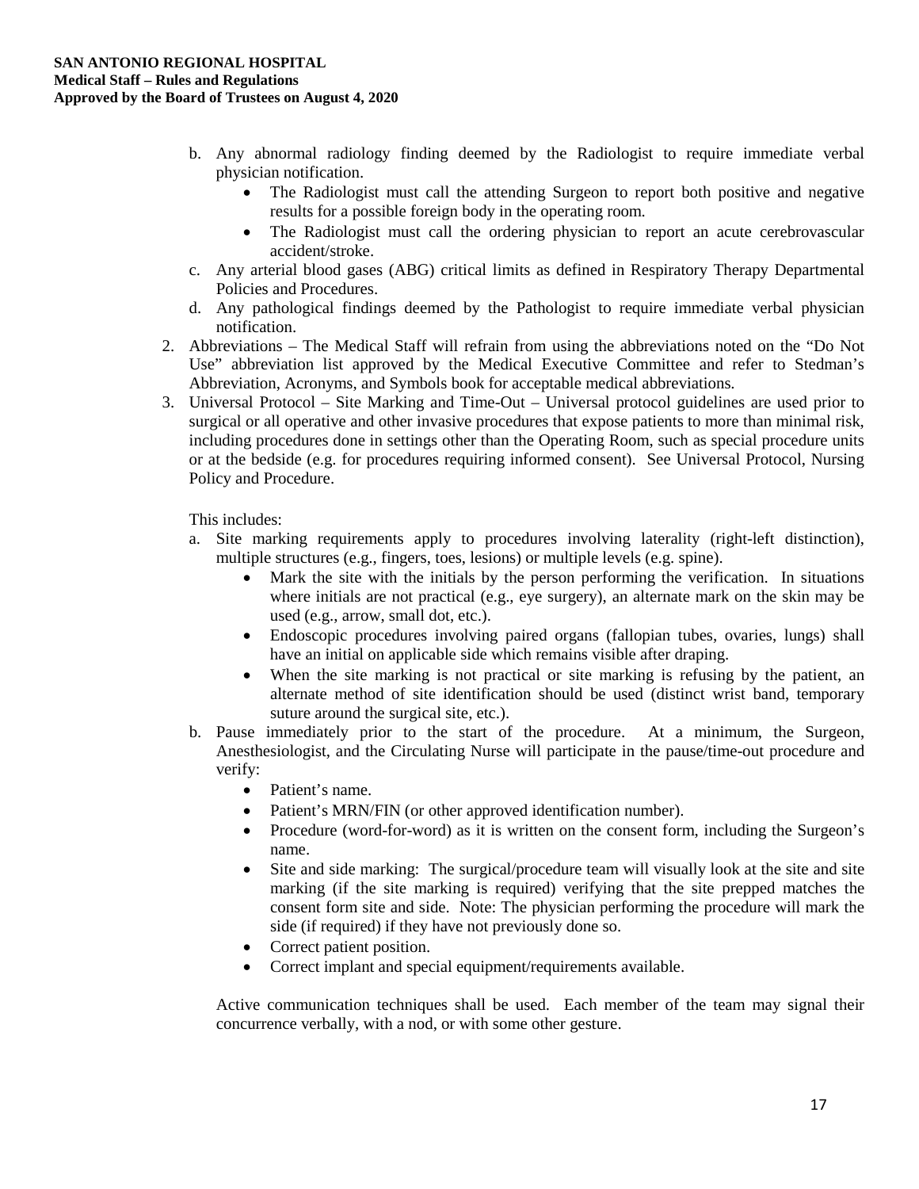b. Any abnormal radiology finding deemed by the Radiologist to require immediate verbal physician notification.
    - The Radiologist must call the attending Surgeon to report both positive and negative results for a possible foreign body in the operating room.
    - The Radiologist must call the ordering physician to report an acute cerebrovascular accident/stroke.

c. Any arterial blood gases (ABG) critical limits as defined in Respiratory Therapy Departmental Policies and Procedures.

d. Any pathological findings deemed by the Pathologist to require immediate verbal physician notification.

2. Abbreviations – The Medical Staff will refrain from using the abbreviations noted on the "Do Not Use" abbreviation list approved by the Medical Executive Committee and refer to Stedman's Abbreviation, Acronyms, and Symbols book for acceptable medical abbreviations.

3. Universal Protocol – Site Marking and Time-Out – Universal protocol guidelines are used prior to surgical or all operative and other invasive procedures that expose patients to more than minimal risk, including procedures done in settings other than the Operating Room, such as special procedure units or at the bedside (e.g. for procedures requiring informed consent). See Universal Protocol, Nursing Policy and Procedure.

   This includes:

   a. Site marking requirements apply to procedures involving laterality (right-left distinction), multiple structures (e.g., fingers, toes, lesions) or multiple levels (e.g. spine).
      - Mark the site with the initials by the person performing the verification. In situations where initials are not practical (e.g., eye surgery), an alternate mark on the skin may be used (e.g., arrow, small dot, etc.).
      - Endoscopic procedures involving paired organs (fallopian tubes, ovaries, lungs) shall have an initial on applicable side which remains visible after draping.
      - When the site marking is not practical or site marking is refusing by the patient, an alternate method of site identification should be used (distinct wrist band, temporary suture around the surgical site, etc.).

   b. Pause immediately prior to the start of the procedure. At a minimum, the Surgeon, Anesthesiologist, and the Circulating Nurse will participate in the pause/time-out procedure and verify:
      - Patient's name.
      - Patient's MRN/FIN (or other approved identification number).
      - Procedure (word-for-word) as it is written on the consent form, including the Surgeon's name.
      - Site and side marking: The surgical/procedure team will visually look at the site and site marking (if the site marking is required) verifying that the site prepped matches the consent form site and side. Note: The physician performing the procedure will mark the side (if required) if they have not previously done so.
      - Correct patient position.
      - Correct implant and special equipment/requirements available.

   Active communication techniques shall be used. Each member of the team may signal their concurrence verbally, with a nod, or with some other gesture.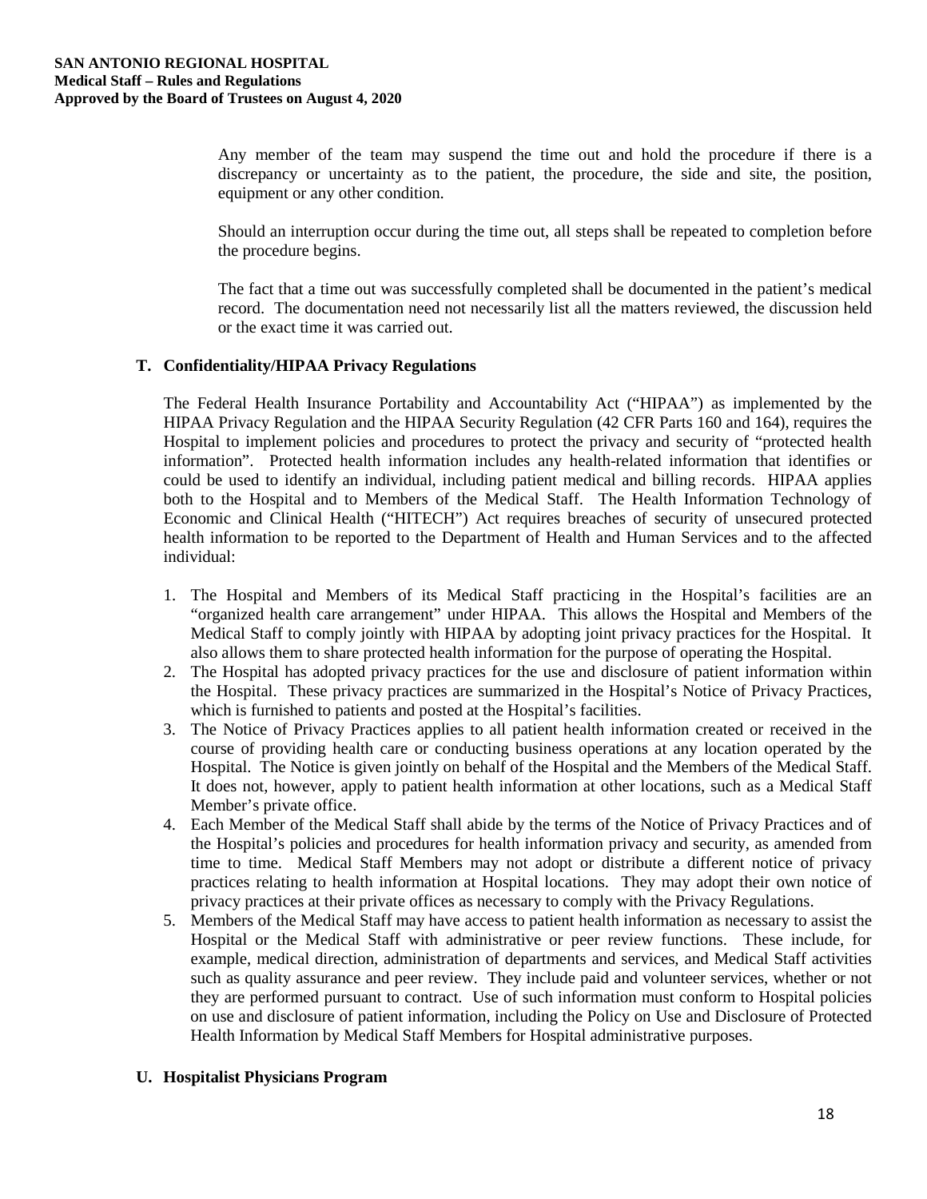Any member of the team may suspend the time out and hold the procedure if there is a discrepancy or uncertainty as to the patient, the procedure, the side and site, the position, equipment or any other condition.

Should an interruption occur during the time out, all steps shall be repeated to completion before the procedure begins.

The fact that a time out was successfully completed shall be documented in the patient's medical record. The documentation need not necessarily list all the matters reviewed, the discussion held or the exact time it was carried out.

### T. Confidentiality/HIPAA Privacy Regulations

The Federal Health Insurance Portability and Accountability Act ("HIPAA") as implemented by the HIPAA Privacy Regulation and the HIPAA Security Regulation (42 CFR Parts 160 and 164), requires the Hospital to implement policies and procedures to protect the privacy and security of "protected health information". Protected health information includes any health-related information that identifies or could be used to identify an individual, including patient medical and billing records. HIPAA applies both to the Hospital and to Members of the Medical Staff. The Health Information Technology of Economic and Clinical Health ("HITECH") Act requires breaches of security of unsecured protected health information to be reported to the Department of Health and Human Services and to the affected individual:

1. The Hospital and Members of its Medical Staff practicing in the Hospital's facilities are an "organized health care arrangement" under HIPAA. This allows the Hospital and Members of the Medical Staff to comply jointly with HIPAA by adopting joint privacy practices for the Hospital. It also allows them to share protected health information for the purpose of operating the Hospital.
2. The Hospital has adopted privacy practices for the use and disclosure of patient information within the Hospital. These privacy practices are summarized in the Hospital's Notice of Privacy Practices, which is furnished to patients and posted at the Hospital's facilities.
3. The Notice of Privacy Practices applies to all patient health information created or received in the course of providing health care or conducting business operations at any location operated by the Hospital. The Notice is given jointly on behalf of the Hospital and the Members of the Medical Staff. It does not, however, apply to patient health information at other locations, such as a Medical Staff Member's private office.
4. Each Member of the Medical Staff shall abide by the terms of the Notice of Privacy Practices and of the Hospital's policies and procedures for health information privacy and security, as amended from time to time. Medical Staff Members may not adopt or distribute a different notice of privacy practices relating to health information at Hospital locations. They may adopt their own notice of privacy practices at their private offices as necessary to comply with the Privacy Regulations.
5. Members of the Medical Staff may have access to patient health information as necessary to assist the Hospital or the Medical Staff with administrative or peer review functions. These include, for example, medical direction, administration of departments and services, and Medical Staff activities such as quality assurance and peer review. They include paid and volunteer services, whether or not they are performed pursuant to contract. Use of such information must conform to Hospital policies on use and disclosure of patient information, including the Policy on Use and Disclosure of Protected Health Information by Medical Staff Members for Hospital administrative purposes.

### U. Hospitalist Physicians Program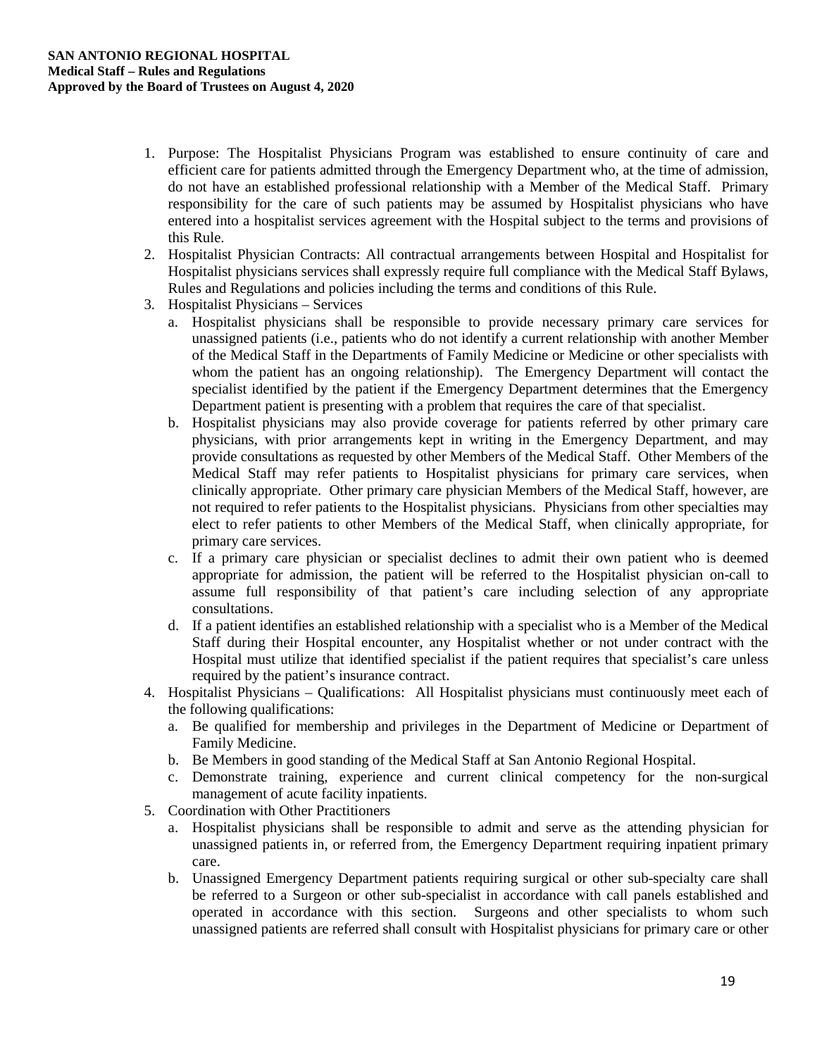1. Purpose: The Hospitalist Physicians Program was established to ensure continuity of care and efficient care for patients admitted through the Emergency Department who, at the time of admission, do not have an established professional relationship with a Member of the Medical Staff. Primary responsibility for the care of such patients may be assumed by Hospitalist physicians who have entered into a hospitalist services agreement with the Hospital subject to the terms and provisions of this Rule.
2. Hospitalist Physician Contracts: All contractual arrangements between Hospital and Hospitalist for Hospitalist physicians services shall expressly require full compliance with the Medical Staff Bylaws, Rules and Regulations and policies including the terms and conditions of this Rule.
3. Hospitalist Physicians – Services
   a. Hospitalist physicians shall be responsible to provide necessary primary care services for unassigned patients (i.e., patients who do not identify a current relationship with another Member of the Medical Staff in the Departments of Family Medicine or Medicine or other specialists with whom the patient has an ongoing relationship). The Emergency Department will contact the specialist identified by the patient if the Emergency Department determines that the Emergency Department patient is presenting with a problem that requires the care of that specialist.
   b. Hospitalist physicians may also provide coverage for patients referred by other primary care physicians, with prior arrangements kept in writing in the Emergency Department, and may provide consultations as requested by other Members of the Medical Staff. Other Members of the Medical Staff may refer patients to Hospitalist physicians for primary care services, when clinically appropriate. Other primary care physician Members of the Medical Staff, however, are not required to refer patients to the Hospitalist physicians. Physicians from other specialties may elect to refer patients to other Members of the Medical Staff, when clinically appropriate, for primary care services.
   c. If a primary care physician or specialist declines to admit their own patient who is deemed appropriate for admission, the patient will be referred to the Hospitalist physician on-call to assume full responsibility of that patient's care including selection of any appropriate consultations.
   d. If a patient identifies an established relationship with a specialist who is a Member of the Medical Staff during their Hospital encounter, any Hospitalist whether or not under contract with the Hospital must utilize that identified specialist if the patient requires that specialist's care unless required by the patient's insurance contract.
4. Hospitalist Physicians – Qualifications: All Hospitalist physicians must continuously meet each of the following qualifications:
   a. Be qualified for membership and privileges in the Department of Medicine or Department of Family Medicine.
   b. Be Members in good standing of the Medical Staff at San Antonio Regional Hospital.
   c. Demonstrate training, experience and current clinical competency for the non-surgical management of acute facility inpatients.
5. Coordination with Other Practitioners
   a. Hospitalist physicians shall be responsible to admit and serve as the attending physician for unassigned patients in, or referred from, the Emergency Department requiring inpatient primary care.
   b. Unassigned Emergency Department patients requiring surgical or other sub-specialty care shall be referred to a Surgeon or other sub-specialist in accordance with call panels established and operated in accordance with this section. Surgeons and other specialists to whom such unassigned patients are referred shall consult with Hospitalist physicians for primary care or other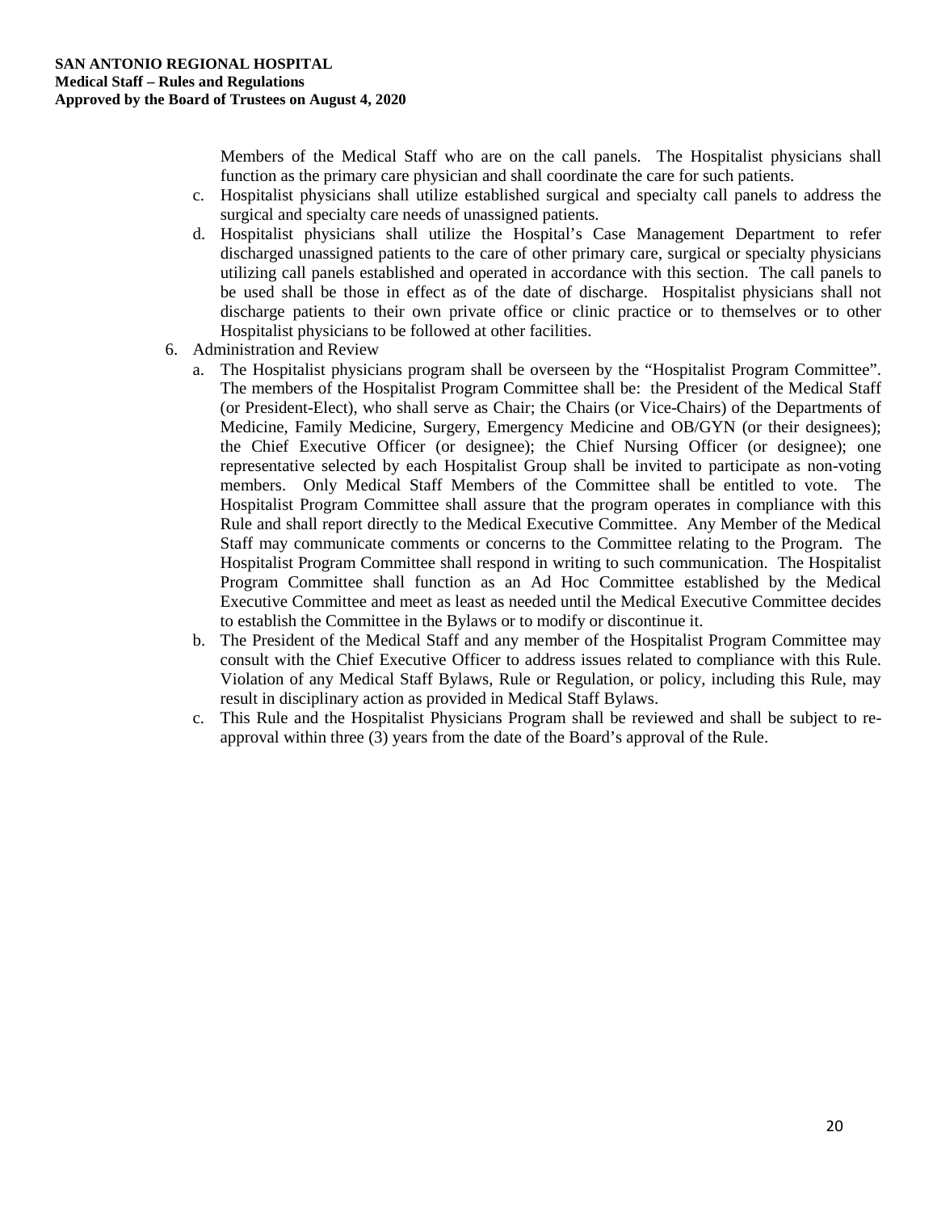Members of the Medical Staff who are on the call panels. The Hospitalist physicians shall function as the primary care physician and shall coordinate the care for such patients.

   c. Hospitalist physicians shall utilize established surgical and specialty call panels to address the surgical and specialty care needs of unassigned patients.
   d. Hospitalist physicians shall utilize the Hospital's Case Management Department to refer discharged unassigned patients to the care of other primary care, surgical or specialty physicians utilizing call panels established and operated in accordance with this section. The call panels to be used shall be those in effect as of the date of discharge. Hospitalist physicians shall not discharge patients to their own private office or clinic practice or to themselves or to other Hospitalist physicians to be followed at other facilities.

6. Administration and Review
   a. The Hospitalist physicians program shall be overseen by the "Hospitalist Program Committee". The members of the Hospitalist Program Committee shall be: the President of the Medical Staff (or President-Elect), who shall serve as Chair; the Chairs (or Vice-Chairs) of the Departments of Medicine, Family Medicine, Surgery, Emergency Medicine and OB/GYN (or their designees); the Chief Executive Officer (or designee); the Chief Nursing Officer (or designee); one representative selected by each Hospitalist Group shall be invited to participate as non-voting members. Only Medical Staff Members of the Committee shall be entitled to vote. The Hospitalist Program Committee shall assure that the program operates in compliance with this Rule and shall report directly to the Medical Executive Committee. Any Member of the Medical Staff may communicate comments or concerns to the Committee relating to the Program. The Hospitalist Program Committee shall respond in writing to such communication. The Hospitalist Program Committee shall function as an Ad Hoc Committee established by the Medical Executive Committee and meet as least as needed until the Medical Executive Committee decides to establish the Committee in the Bylaws or to modify or discontinue it.
   b. The President of the Medical Staff and any member of the Hospitalist Program Committee may consult with the Chief Executive Officer to address issues related to compliance with this Rule. Violation of any Medical Staff Bylaws, Rule or Regulation, or policy, including this Rule, may result in disciplinary action as provided in Medical Staff Bylaws.
   c. This Rule and the Hospitalist Physicians Program shall be reviewed and shall be subject to re-approval within three (3) years from the date of the Board's approval of the Rule.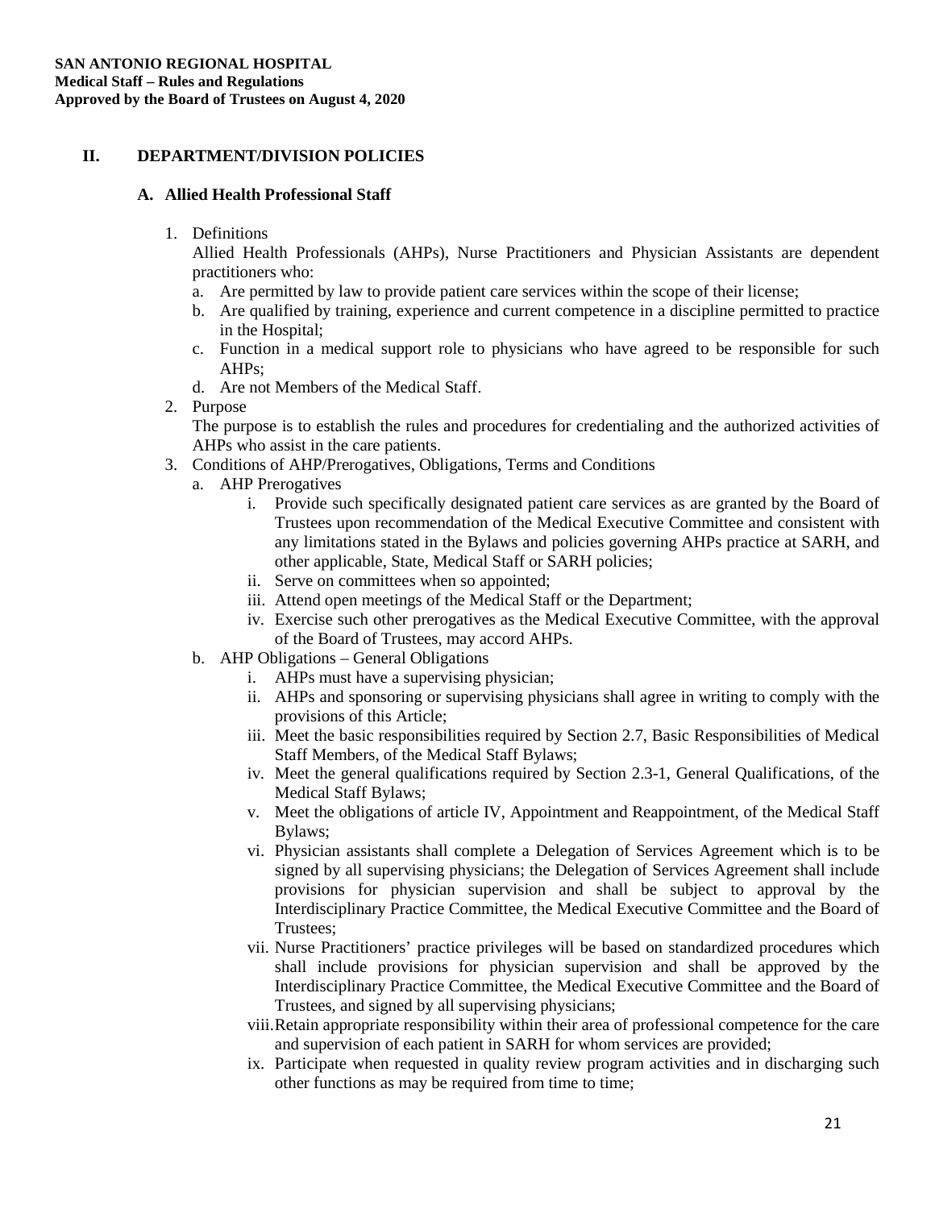## II. DEPARTMENT/DIVISION POLICIES

### A. Allied Health Professional Staff

1. Definitions

   Allied Health Professionals (AHPs), Nurse Practitioners and Physician Assistants are dependent practitioners who:

   a. Are permitted by law to provide patient care services within the scope of their license;
   b. Are qualified by training, experience and current competence in a discipline permitted to practice in the Hospital;
   c. Function in a medical support role to physicians who have agreed to be responsible for such AHPs;
   d. Are not Members of the Medical Staff.

2. Purpose

   The purpose is to establish the rules and procedures for credentialing and the authorized activities of AHPs who assist in the care patients.

3. Conditions of AHP/Prerogatives, Obligations, Terms and Conditions

   a. AHP Prerogatives

      i. Provide such specifically designated patient care services as are granted by the Board of Trustees upon recommendation of the Medical Executive Committee and consistent with any limitations stated in the Bylaws and policies governing AHPs practice at SARH, and other applicable, State, Medical Staff or SARH policies;
      ii. Serve on committees when so appointed;
      iii. Attend open meetings of the Medical Staff or the Department;
      iv. Exercise such other prerogatives as the Medical Executive Committee, with the approval of the Board of Trustees, may accord AHPs.

   b. AHP Obligations – General Obligations

      i. AHPs must have a supervising physician;
      ii. AHPs and sponsoring or supervising physicians shall agree in writing to comply with the provisions of this Article;
      iii. Meet the basic responsibilities required by Section 2.7, Basic Responsibilities of Medical Staff Members, of the Medical Staff Bylaws;
      iv. Meet the general qualifications required by Section 2.3-1, General Qualifications, of the Medical Staff Bylaws;
      v. Meet the obligations of article IV, Appointment and Reappointment, of the Medical Staff Bylaws;
      vi. Physician assistants shall complete a Delegation of Services Agreement which is to be signed by all supervising physicians; the Delegation of Services Agreement shall include provisions for physician supervision and shall be subject to approval by the Interdisciplinary Practice Committee, the Medical Executive Committee and the Board of Trustees;
      vii. Nurse Practitioners' practice privileges will be based on standardized procedures which shall include provisions for physician supervision and shall be approved by the Interdisciplinary Practice Committee, the Medical Executive Committee and the Board of Trustees, and signed by all supervising physicians;
      viii. Retain appropriate responsibility within their area of professional competence for the care and supervision of each patient in SARH for whom services are provided;
      ix. Participate when requested in quality review program activities and in discharging such other functions as may be required from time to time;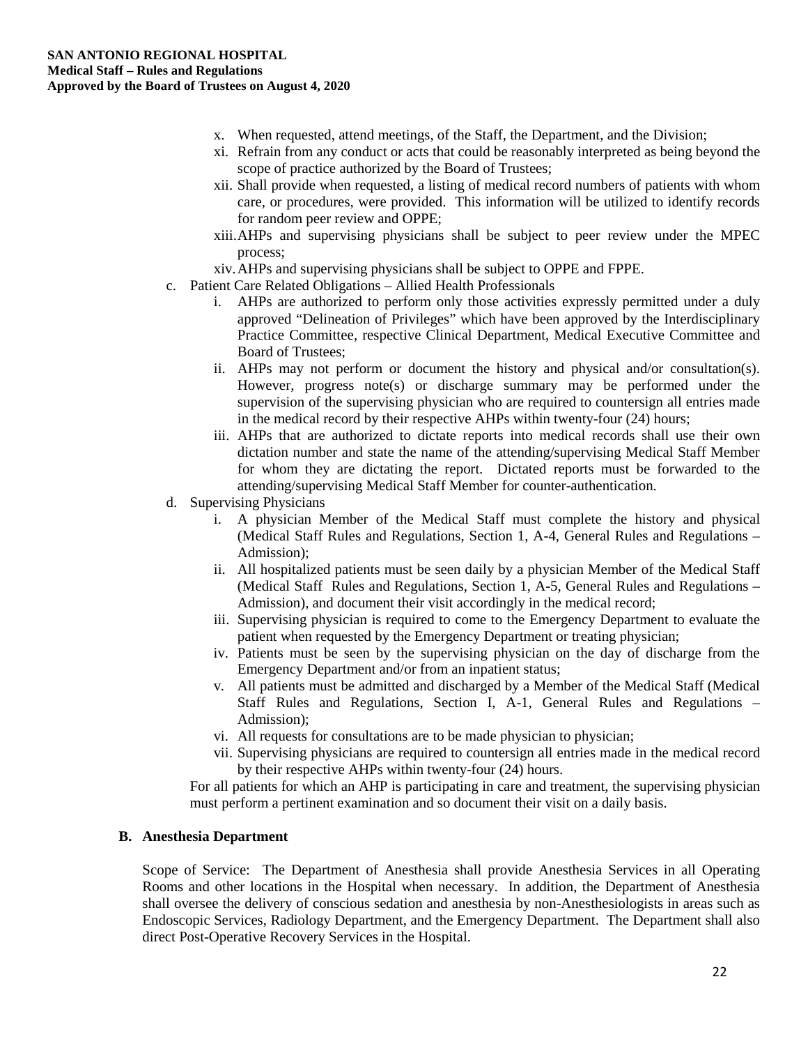x. When requested, attend meetings, of the Staff, the Department, and the Division;

xi. Refrain from any conduct or acts that could be reasonably interpreted as being beyond the scope of practice authorized by the Board of Trustees;

xii. Shall provide when requested, a listing of medical record numbers of patients with whom care, or procedures, were provided. This information will be utilized to identify records for random peer review and OPPE;

xiii. AHPs and supervising physicians shall be subject to peer review under the MPEC process;

xiv. AHPs and supervising physicians shall be subject to OPPE and FPPE.

c. Patient Care Related Obligations – Allied Health Professionals

i. AHPs are authorized to perform only those activities expressly permitted under a duly approved "Delineation of Privileges" which have been approved by the Interdisciplinary Practice Committee, respective Clinical Department, Medical Executive Committee and Board of Trustees;

ii. AHPs may not perform or document the history and physical and/or consultation(s). However, progress note(s) or discharge summary may be performed under the supervision of the supervising physician who are required to countersign all entries made in the medical record by their respective AHPs within twenty-four (24) hours;

iii. AHPs that are authorized to dictate reports into medical records shall use their own dictation number and state the name of the attending/supervising Medical Staff Member for whom they are dictating the report. Dictated reports must be forwarded to the attending/supervising Medical Staff Member for counter-authentication.

d. Supervising Physicians

i. A physician Member of the Medical Staff must complete the history and physical (Medical Staff Rules and Regulations, Section 1, A-4, General Rules and Regulations – Admission);

ii. All hospitalized patients must be seen daily by a physician Member of the Medical Staff (Medical Staff Rules and Regulations, Section 1, A-5, General Rules and Regulations – Admission), and document their visit accordingly in the medical record;

iii. Supervising physician is required to come to the Emergency Department to evaluate the patient when requested by the Emergency Department or treating physician;

iv. Patients must be seen by the supervising physician on the day of discharge from the Emergency Department and/or from an inpatient status;

v. All patients must be admitted and discharged by a Member of the Medical Staff (Medical Staff Rules and Regulations, Section I, A-1, General Rules and Regulations – Admission);

vi. All requests for consultations are to be made physician to physician;

vii. Supervising physicians are required to countersign all entries made in the medical record by their respective AHPs within twenty-four (24) hours.

For all patients for which an AHP is participating in care and treatment, the supervising physician must perform a pertinent examination and so document their visit on a daily basis.

## B. Anesthesia Department

Scope of Service: The Department of Anesthesia shall provide Anesthesia Services in all Operating Rooms and other locations in the Hospital when necessary. In addition, the Department of Anesthesia shall oversee the delivery of conscious sedation and anesthesia by non-Anesthesiologists in areas such as Endoscopic Services, Radiology Department, and the Emergency Department. The Department shall also direct Post-Operative Recovery Services in the Hospital.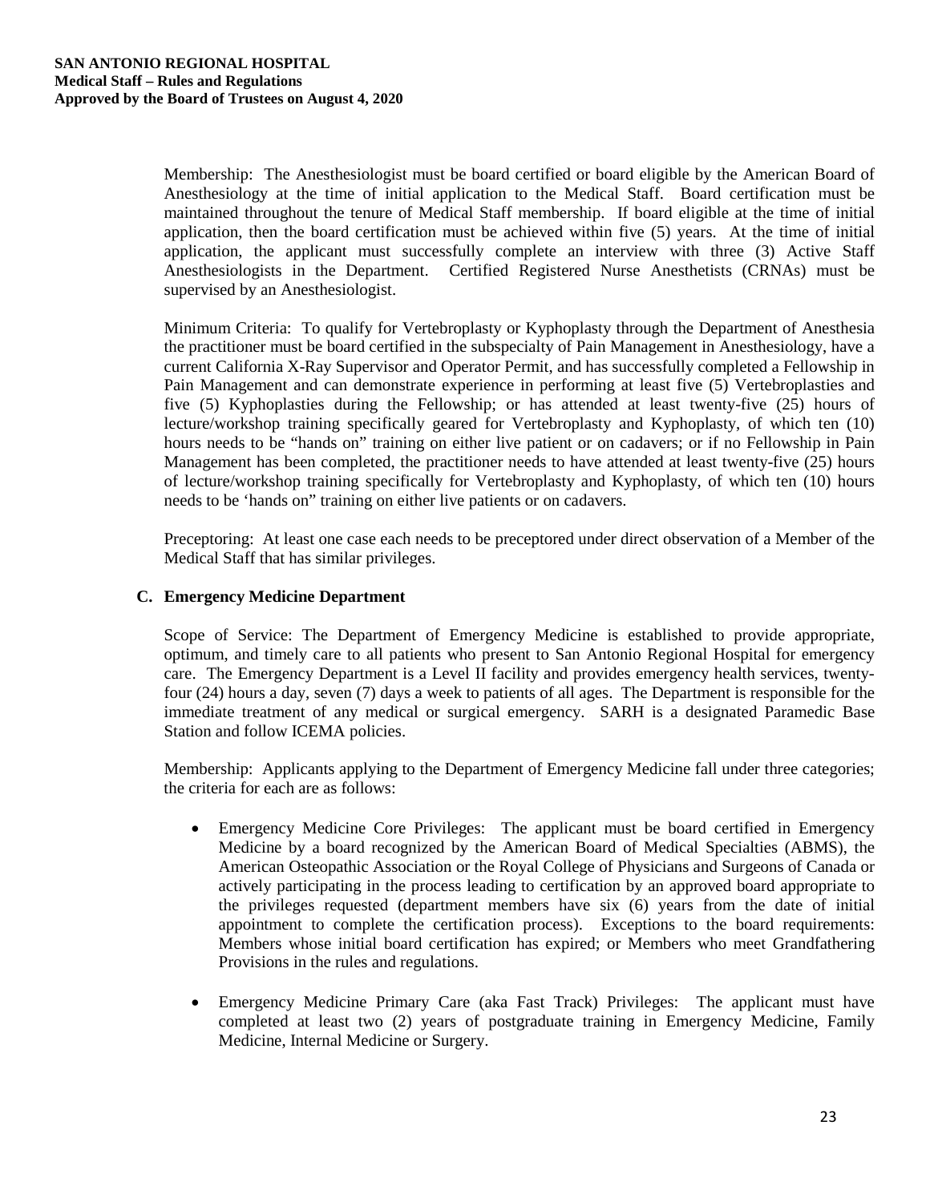Membership: The Anesthesiologist must be board certified or board eligible by the American Board of Anesthesiology at the time of initial application to the Medical Staff. Board certification must be maintained throughout the tenure of Medical Staff membership. If board eligible at the time of initial application, then the board certification must be achieved within five (5) years. At the time of initial application, the applicant must successfully complete an interview with three (3) Active Staff Anesthesiologists in the Department. Certified Registered Nurse Anesthetists (CRNAs) must be supervised by an Anesthesiologist.

Minimum Criteria: To qualify for Vertebroplasty or Kyphoplasty through the Department of Anesthesia the practitioner must be board certified in the subspecialty of Pain Management in Anesthesiology, have a current California X-Ray Supervisor and Operator Permit, and has successfully completed a Fellowship in Pain Management and can demonstrate experience in performing at least five (5) Vertebroplasties and five (5) Kyphoplasties during the Fellowship; or has attended at least twenty-five (25) hours of lecture/workshop training specifically geared for Vertebroplasty and Kyphoplasty, of which ten (10) hours needs to be "hands on" training on either live patient or on cadavers; or if no Fellowship in Pain Management has been completed, the practitioner needs to have attended at least twenty-five (25) hours of lecture/workshop training specifically for Vertebroplasty and Kyphoplasty, of which ten (10) hours needs to be 'hands on" training on either live patients or on cadavers.

Preceptoring: At least one case each needs to be preceptored under direct observation of a Member of the Medical Staff that has similar privileges.

### C. Emergency Medicine Department

Scope of Service: The Department of Emergency Medicine is established to provide appropriate, optimum, and timely care to all patients who present to San Antonio Regional Hospital for emergency care. The Emergency Department is a Level II facility and provides emergency health services, twenty-four (24) hours a day, seven (7) days a week to patients of all ages. The Department is responsible for the immediate treatment of any medical or surgical emergency. SARH is a designated Paramedic Base Station and follow ICEMA policies.

Membership: Applicants applying to the Department of Emergency Medicine fall under three categories; the criteria for each are as follows:

- Emergency Medicine Core Privileges: The applicant must be board certified in Emergency Medicine by a board recognized by the American Board of Medical Specialties (ABMS), the American Osteopathic Association or the Royal College of Physicians and Surgeons of Canada or actively participating in the process leading to certification by an approved board appropriate to the privileges requested (department members have six (6) years from the date of initial appointment to complete the certification process). Exceptions to the board requirements: Members whose initial board certification has expired; or Members who meet Grandfathering Provisions in the rules and regulations.

- Emergency Medicine Primary Care (aka Fast Track) Privileges: The applicant must have completed at least two (2) years of postgraduate training in Emergency Medicine, Family Medicine, Internal Medicine or Surgery.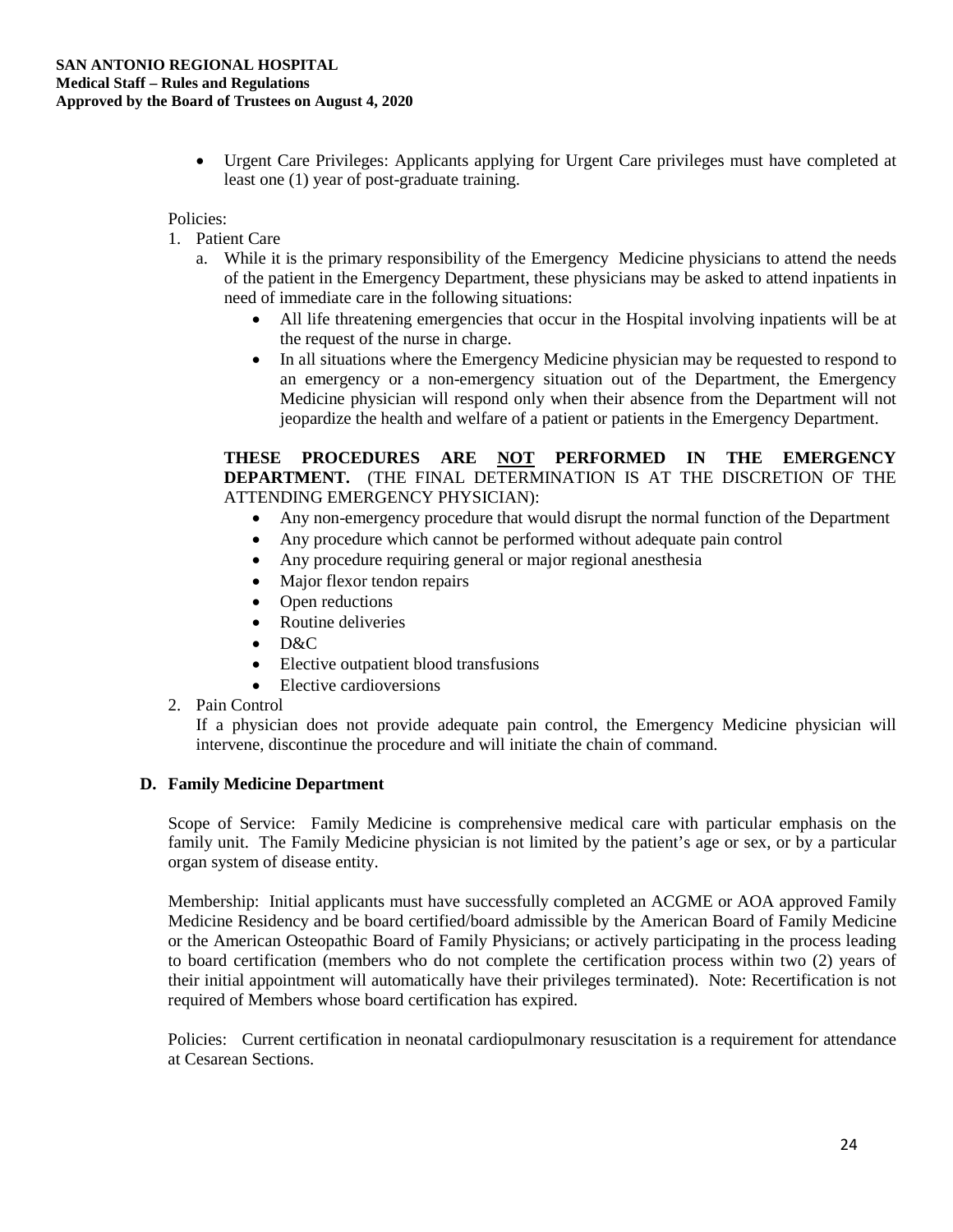- Urgent Care Privileges: Applicants applying for Urgent Care privileges must have completed at least one (1) year of post-graduate training.

Policies:

1. Patient Care
   a. While it is the primary responsibility of the Emergency Medicine physicians to attend the needs of the patient in the Emergency Department, these physicians may be asked to attend inpatients in need of immediate care in the following situations:
      - All life threatening emergencies that occur in the Hospital involving inpatients will be at the request of the nurse in charge.
      - In all situations where the Emergency Medicine physician may be requested to respond to an emergency or a non-emergency situation out of the Department, the Emergency Medicine physician will respond only when their absence from the Department will not jeopardize the health and welfare of a patient or patients in the Emergency Department.

   **THESE PROCEDURES ARE <u>NOT</u> PERFORMED IN THE EMERGENCY DEPARTMENT.** (THE FINAL DETERMINATION IS AT THE DISCRETION OF THE ATTENDING EMERGENCY PHYSICIAN):
      - Any non-emergency procedure that would disrupt the normal function of the Department
      - Any procedure which cannot be performed without adequate pain control
      - Any procedure requiring general or major regional anesthesia
      - Major flexor tendon repairs
      - Open reductions
      - Routine deliveries
      - D&C
      - Elective outpatient blood transfusions
      - Elective cardioversions
2. Pain Control
   If a physician does not provide adequate pain control, the Emergency Medicine physician will intervene, discontinue the procedure and will initiate the chain of command.

### D. Family Medicine Department

Scope of Service: Family Medicine is comprehensive medical care with particular emphasis on the family unit. The Family Medicine physician is not limited by the patient's age or sex, or by a particular organ system of disease entity.

Membership: Initial applicants must have successfully completed an ACGME or AOA approved Family Medicine Residency and be board certified/board admissible by the American Board of Family Medicine or the American Osteopathic Board of Family Physicians; or actively participating in the process leading to board certification (members who do not complete the certification process within two (2) years of their initial appointment will automatically have their privileges terminated). Note: Recertification is not required of Members whose board certification has expired.

Policies: Current certification in neonatal cardiopulmonary resuscitation is a requirement for attendance at Cesarean Sections.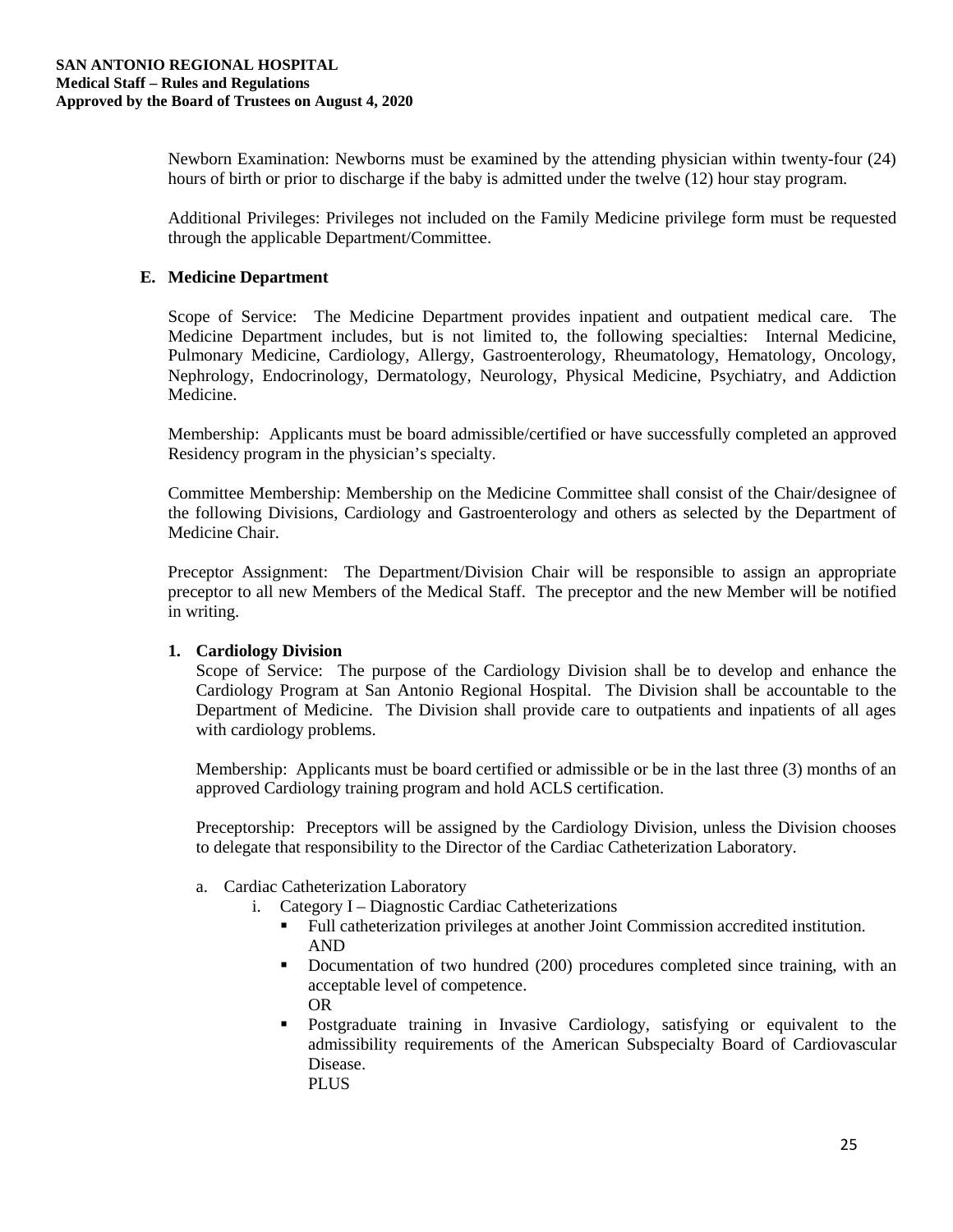Newborn Examination: Newborns must be examined by the attending physician within twenty-four (24) hours of birth or prior to discharge if the baby is admitted under the twelve (12) hour stay program.

Additional Privileges: Privileges not included on the Family Medicine privilege form must be requested through the applicable Department/Committee.

## E. Medicine Department

Scope of Service: The Medicine Department provides inpatient and outpatient medical care. The Medicine Department includes, but is not limited to, the following specialties: Internal Medicine, Pulmonary Medicine, Cardiology, Allergy, Gastroenterology, Rheumatology, Hematology, Oncology, Nephrology, Endocrinology, Dermatology, Neurology, Physical Medicine, Psychiatry, and Addiction Medicine.

Membership: Applicants must be board admissible/certified or have successfully completed an approved Residency program in the physician's specialty.

Committee Membership: Membership on the Medicine Committee shall consist of the Chair/designee of the following Divisions, Cardiology and Gastroenterology and others as selected by the Department of Medicine Chair.

Preceptor Assignment: The Department/Division Chair will be responsible to assign an appropriate preceptor to all new Members of the Medical Staff. The preceptor and the new Member will be notified in writing.

### 1. Cardiology Division

Scope of Service: The purpose of the Cardiology Division shall be to develop and enhance the Cardiology Program at San Antonio Regional Hospital. The Division shall be accountable to the Department of Medicine. The Division shall provide care to outpatients and inpatients of all ages with cardiology problems.

Membership: Applicants must be board certified or admissible or be in the last three (3) months of an approved Cardiology training program and hold ACLS certification.

Preceptorship: Preceptors will be assigned by the Cardiology Division, unless the Division chooses to delegate that responsibility to the Director of the Cardiac Catheterization Laboratory.

a. Cardiac Catheterization Laboratory
   - i. Category I – Diagnostic Cardiac Catheterizations
     - Full catheterization privileges at another Joint Commission accredited institution.
       AND
     - Documentation of two hundred (200) procedures completed since training, with an acceptable level of competence.
       OR
     - Postgraduate training in Invasive Cardiology, satisfying or equivalent to the admissibility requirements of the American Subspecialty Board of Cardiovascular Disease.
       PLUS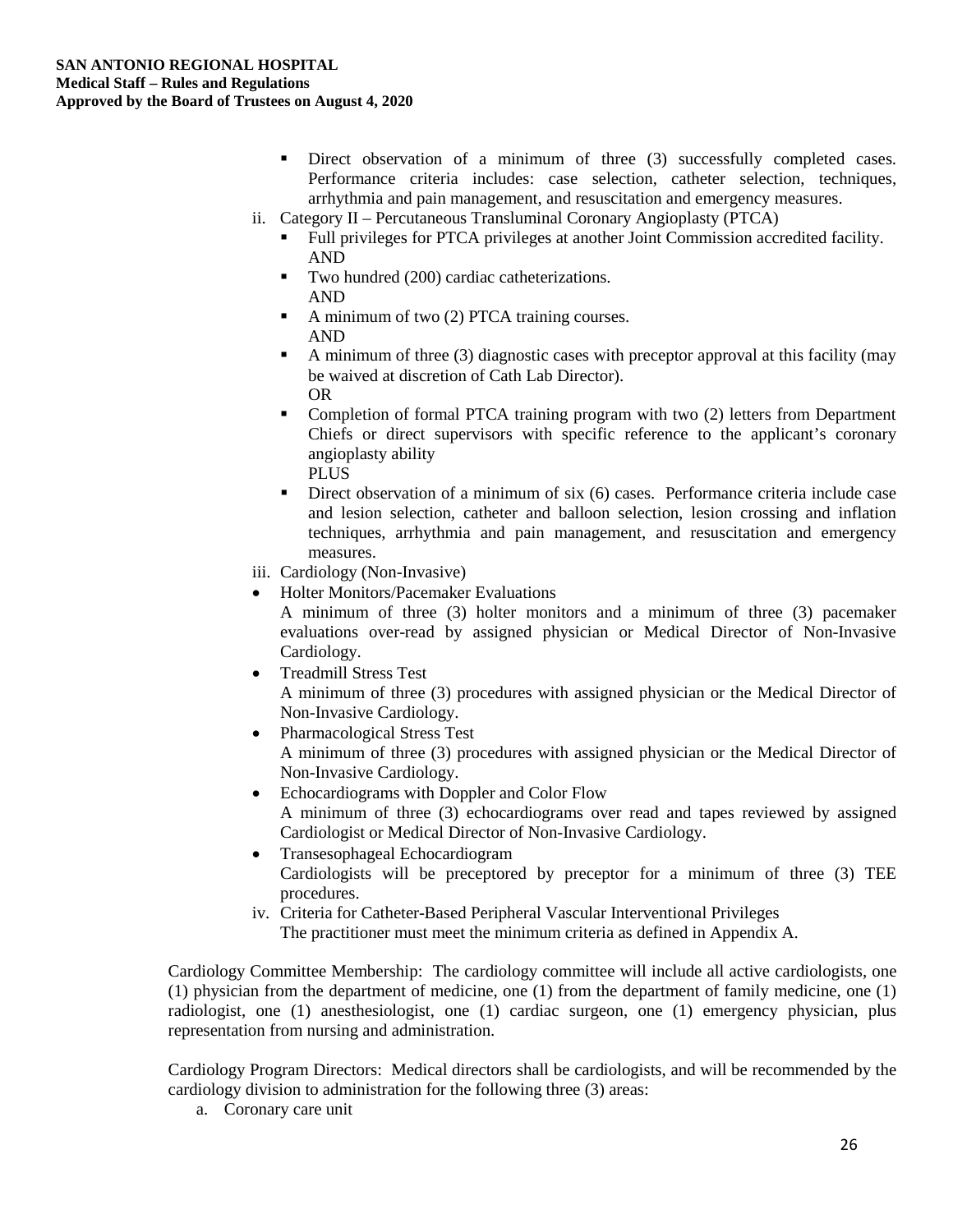- Direct observation of a minimum of three (3) successfully completed cases. Performance criteria includes: case selection, catheter selection, techniques, arrhythmia and pain management, and resuscitation and emergency measures.

ii. Category II – Percutaneous Transluminal Coronary Angioplasty (PTCA)
   - Full privileges for PTCA privileges at another Joint Commission accredited facility.
     AND
   - Two hundred (200) cardiac catheterizations.
     AND
   - A minimum of two (2) PTCA training courses.
     AND
   - A minimum of three (3) diagnostic cases with preceptor approval at this facility (may be waived at discretion of Cath Lab Director).
     OR
   - Completion of formal PTCA training program with two (2) letters from Department Chiefs or direct supervisors with specific reference to the applicant's coronary angioplasty ability
     PLUS
   - Direct observation of a minimum of six (6) cases. Performance criteria include case and lesion selection, catheter and balloon selection, lesion crossing and inflation techniques, arrhythmia and pain management, and resuscitation and emergency measures.

iii. Cardiology (Non-Invasive)

- Holter Monitors/Pacemaker Evaluations
  A minimum of three (3) holter monitors and a minimum of three (3) pacemaker evaluations over-read by assigned physician or Medical Director of Non-Invasive Cardiology.
- Treadmill Stress Test
  A minimum of three (3) procedures with assigned physician or the Medical Director of Non-Invasive Cardiology.
- Pharmacological Stress Test
  A minimum of three (3) procedures with assigned physician or the Medical Director of Non-Invasive Cardiology.
- Echocardiograms with Doppler and Color Flow
  A minimum of three (3) echocardiograms over read and tapes reviewed by assigned Cardiologist or Medical Director of Non-Invasive Cardiology.
- Transesophageal Echocardiogram
  Cardiologists will be preceptored by preceptor for a minimum of three (3) TEE procedures.

iv. Criteria for Catheter-Based Peripheral Vascular Interventional Privileges
   The practitioner must meet the minimum criteria as defined in Appendix A.

Cardiology Committee Membership: The cardiology committee will include all active cardiologists, one (1) physician from the department of medicine, one (1) from the department of family medicine, one (1) radiologist, one (1) anesthesiologist, one (1) cardiac surgeon, one (1) emergency physician, plus representation from nursing and administration.

Cardiology Program Directors: Medical directors shall be cardiologists, and will be recommended by the cardiology division to administration for the following three (3) areas:

a. Coronary care unit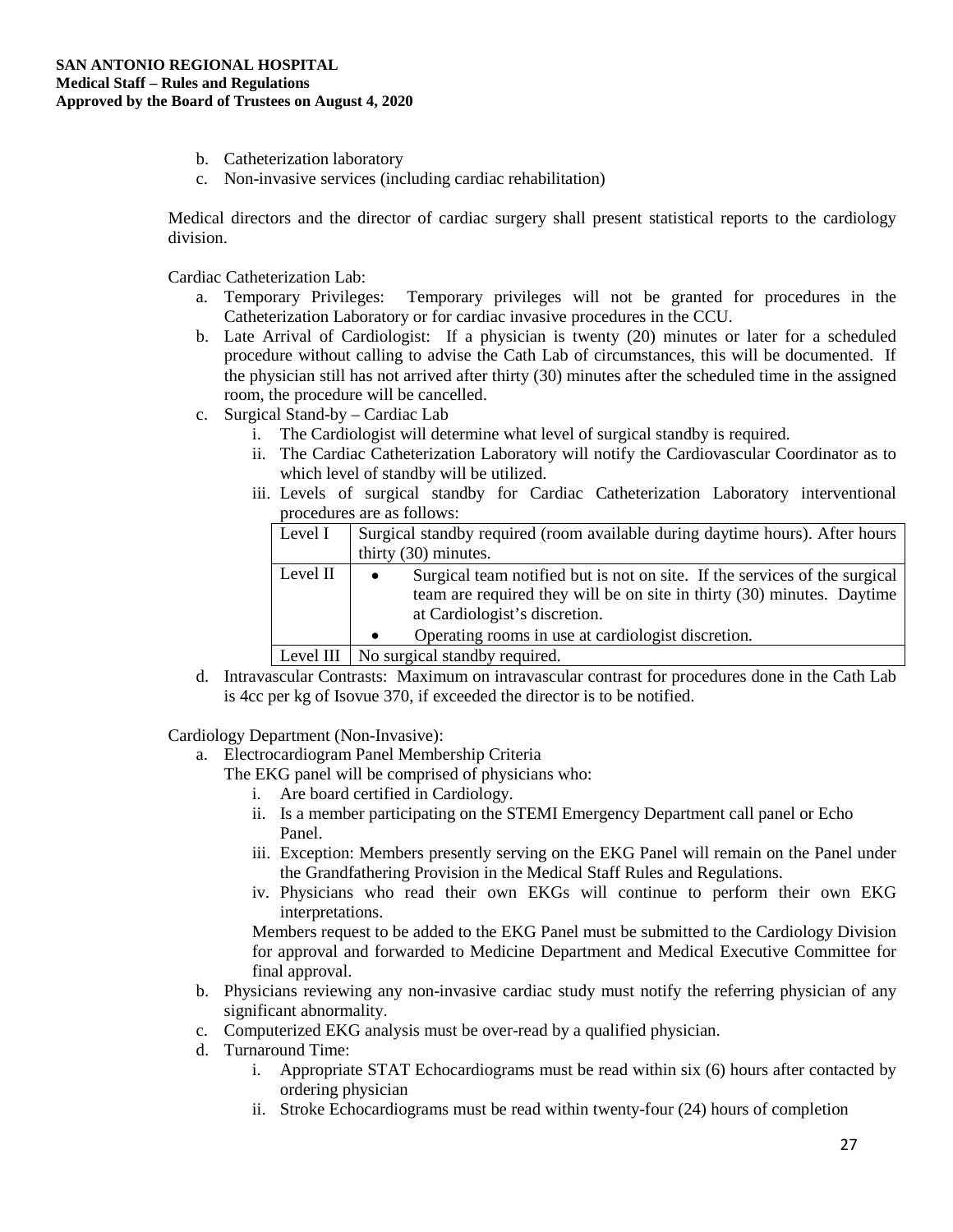b. Catheterization laboratory
c. Non-invasive services (including cardiac rehabilitation)

Medical directors and the director of cardiac surgery shall present statistical reports to the cardiology division.

Cardiac Catheterization Lab:

a. Temporary Privileges: Temporary privileges will not be granted for procedures in the Catheterization Laboratory or for cardiac invasive procedures in the CCU.
b. Late Arrival of Cardiologist: If a physician is twenty (20) minutes or later for a scheduled procedure without calling to advise the Cath Lab of circumstances, this will be documented. If the physician still has not arrived after thirty (30) minutes after the scheduled time in the assigned room, the procedure will be cancelled.
c. Surgical Stand-by – Cardiac Lab
    i. The Cardiologist will determine what level of surgical standby is required.
    ii. The Cardiac Catheterization Laboratory will notify the Cardiovascular Coordinator as to which level of standby will be utilized.
    iii. Levels of surgical standby for Cardiac Catheterization Laboratory interventional procedures are as follows:

| Level | Description |
|---|---|
| Level I | Surgical standby required (room available during daytime hours). After hours thirty (30) minutes. |
| Level II | • Surgical team notified but is not on site. If the services of the surgical team are required they will be on site in thirty (30) minutes. Daytime at Cardiologist's discretion.<br>• Operating rooms in use at cardiologist discretion. |
| Level III | No surgical standby required. |

d. Intravascular Contrasts: Maximum on intravascular contrast for procedures done in the Cath Lab is 4cc per kg of Isovue 370, if exceeded the director is to be notified.

Cardiology Department (Non-Invasive):

a. Electrocardiogram Panel Membership Criteria
   The EKG panel will be comprised of physicians who:
    i. Are board certified in Cardiology.
    ii. Is a member participating on the STEMI Emergency Department call panel or Echo Panel.
    iii. Exception: Members presently serving on the EKG Panel will remain on the Panel under the Grandfathering Provision in the Medical Staff Rules and Regulations.
    iv. Physicians who read their own EKGs will continue to perform their own EKG interpretations.

   Members request to be added to the EKG Panel must be submitted to the Cardiology Division for approval and forwarded to Medicine Department and Medical Executive Committee for final approval.
b. Physicians reviewing any non-invasive cardiac study must notify the referring physician of any significant abnormality.
c. Computerized EKG analysis must be over-read by a qualified physician.
d. Turnaround Time:
    i. Appropriate STAT Echocardiograms must be read within six (6) hours after contacted by ordering physician
    ii. Stroke Echocardiograms must be read within twenty-four (24) hours of completion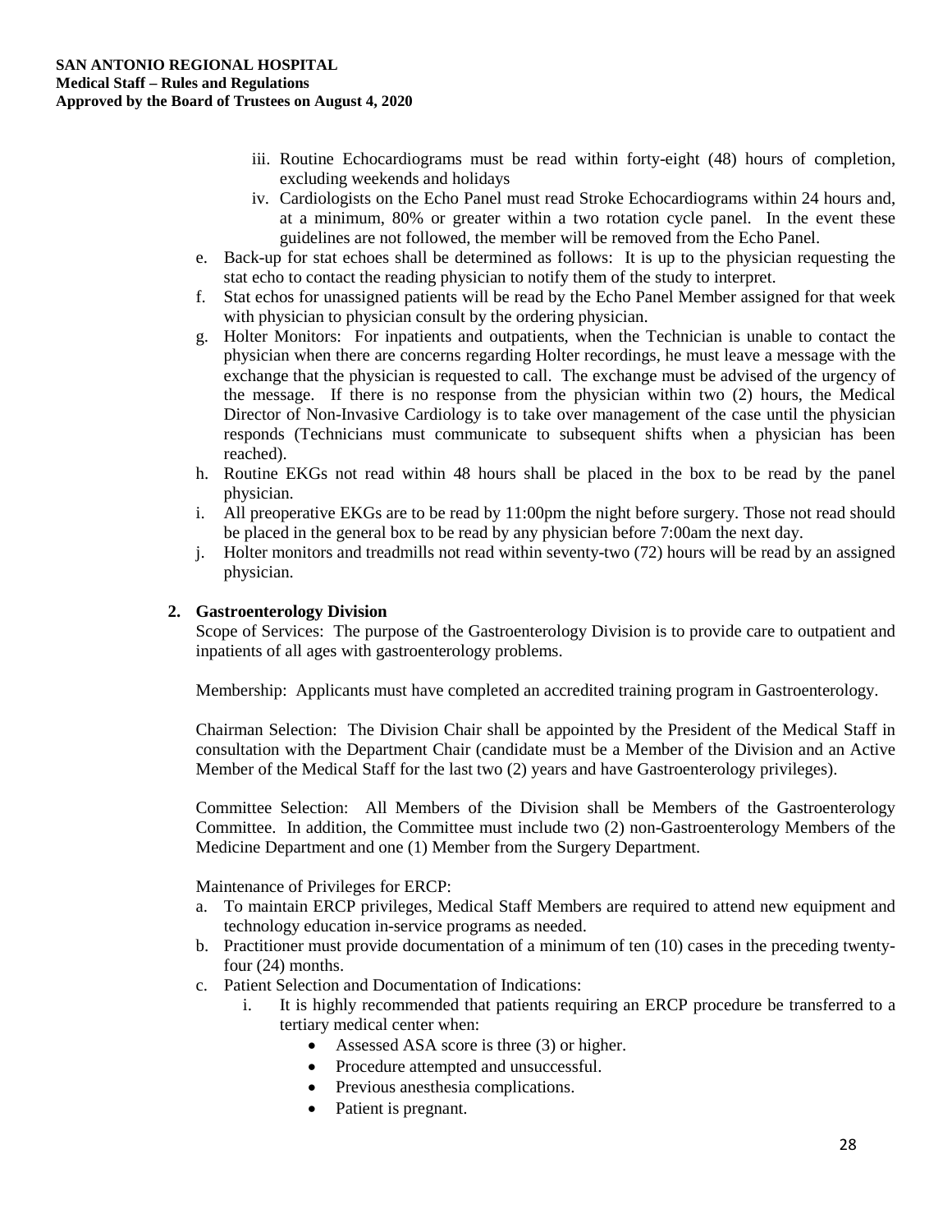iii. Routine Echocardiograms must be read within forty-eight (48) hours of completion, excluding weekends and holidays
   iv. Cardiologists on the Echo Panel must read Stroke Echocardiograms within 24 hours and, at a minimum, 80% or greater within a two rotation cycle panel. In the event these guidelines are not followed, the member will be removed from the Echo Panel.

e. Back-up for stat echoes shall be determined as follows: It is up to the physician requesting the stat echo to contact the reading physician to notify them of the study to interpret.
f. Stat echos for unassigned patients will be read by the Echo Panel Member assigned for that week with physician to physician consult by the ordering physician.
g. Holter Monitors: For inpatients and outpatients, when the Technician is unable to contact the physician when there are concerns regarding Holter recordings, he must leave a message with the exchange that the physician is requested to call. The exchange must be advised of the urgency of the message. If there is no response from the physician within two (2) hours, the Medical Director of Non-Invasive Cardiology is to take over management of the case until the physician responds (Technicians must communicate to subsequent shifts when a physician has been reached).
h. Routine EKGs not read within 48 hours shall be placed in the box to be read by the panel physician.
i. All preoperative EKGs are to be read by 11:00pm the night before surgery. Those not read should be placed in the general box to be read by any physician before 7:00am the next day.
j. Holter monitors and treadmills not read within seventy-two (72) hours will be read by an assigned physician.

**2. Gastroenterology Division**

Scope of Services: The purpose of the Gastroenterology Division is to provide care to outpatient and inpatients of all ages with gastroenterology problems.

Membership: Applicants must have completed an accredited training program in Gastroenterology.

Chairman Selection: The Division Chair shall be appointed by the President of the Medical Staff in consultation with the Department Chair (candidate must be a Member of the Division and an Active Member of the Medical Staff for the last two (2) years and have Gastroenterology privileges).

Committee Selection: All Members of the Division shall be Members of the Gastroenterology Committee. In addition, the Committee must include two (2) non-Gastroenterology Members of the Medicine Department and one (1) Member from the Surgery Department.

Maintenance of Privileges for ERCP:

a. To maintain ERCP privileges, Medical Staff Members are required to attend new equipment and technology education in-service programs as needed.
b. Practitioner must provide documentation of a minimum of ten (10) cases in the preceding twenty-four (24) months.
c. Patient Selection and Documentation of Indications:
   i. It is highly recommended that patients requiring an ERCP procedure be transferred to a tertiary medical center when:
      - Assessed ASA score is three (3) or higher.
      - Procedure attempted and unsuccessful.
      - Previous anesthesia complications.
      - Patient is pregnant.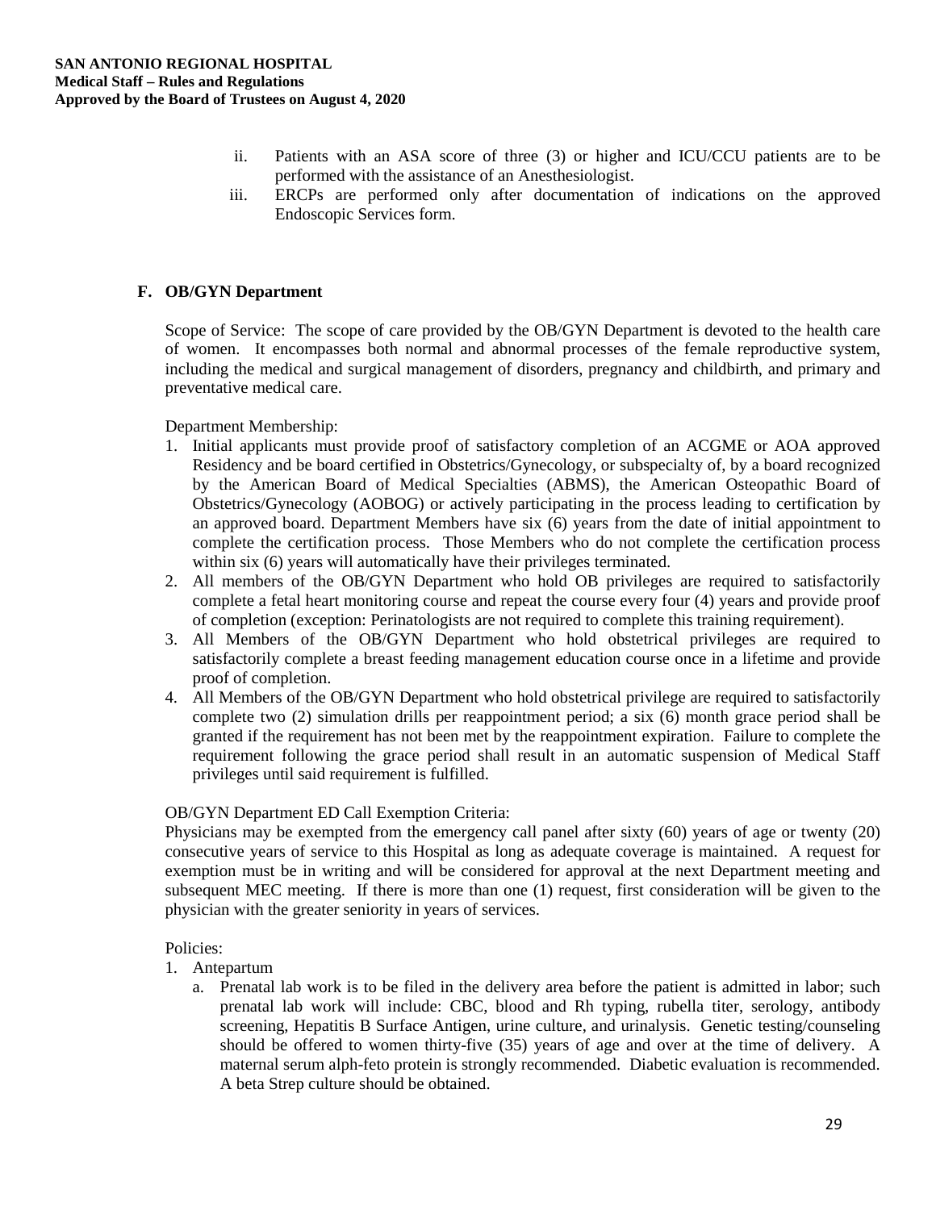ii. Patients with an ASA score of three (3) or higher and ICU/CCU patients are to be performed with the assistance of an Anesthesiologist.

iii. ERCPs are performed only after documentation of indications on the approved Endoscopic Services form.

## F. OB/GYN Department

Scope of Service: The scope of care provided by the OB/GYN Department is devoted to the health care of women. It encompasses both normal and abnormal processes of the female reproductive system, including the medical and surgical management of disorders, pregnancy and childbirth, and primary and preventative medical care.

Department Membership:

1. Initial applicants must provide proof of satisfactory completion of an ACGME or AOA approved Residency and be board certified in Obstetrics/Gynecology, or subspecialty of, by a board recognized by the American Board of Medical Specialties (ABMS), the American Osteopathic Board of Obstetrics/Gynecology (AOBOG) or actively participating in the process leading to certification by an approved board. Department Members have six (6) years from the date of initial appointment to complete the certification process. Those Members who do not complete the certification process within six (6) years will automatically have their privileges terminated.
2. All members of the OB/GYN Department who hold OB privileges are required to satisfactorily complete a fetal heart monitoring course and repeat the course every four (4) years and provide proof of completion (exception: Perinatologists are not required to complete this training requirement).
3. All Members of the OB/GYN Department who hold obstetrical privileges are required to satisfactorily complete a breast feeding management education course once in a lifetime and provide proof of completion.
4. All Members of the OB/GYN Department who hold obstetrical privilege are required to satisfactorily complete two (2) simulation drills per reappointment period; a six (6) month grace period shall be granted if the requirement has not been met by the reappointment expiration. Failure to complete the requirement following the grace period shall result in an automatic suspension of Medical Staff privileges until said requirement is fulfilled.

OB/GYN Department ED Call Exemption Criteria:
Physicians may be exempted from the emergency call panel after sixty (60) years of age or twenty (20) consecutive years of service to this Hospital as long as adequate coverage is maintained. A request for exemption must be in writing and will be considered for approval at the next Department meeting and subsequent MEC meeting. If there is more than one (1) request, first consideration will be given to the physician with the greater seniority in years of services.

Policies:

1. Antepartum
   a. Prenatal lab work is to be filed in the delivery area before the patient is admitted in labor; such prenatal lab work will include: CBC, blood and Rh typing, rubella titer, serology, antibody screening, Hepatitis B Surface Antigen, urine culture, and urinalysis. Genetic testing/counseling should be offered to women thirty-five (35) years of age and over at the time of delivery. A maternal serum alph-feto protein is strongly recommended. Diabetic evaluation is recommended. A beta Strep culture should be obtained.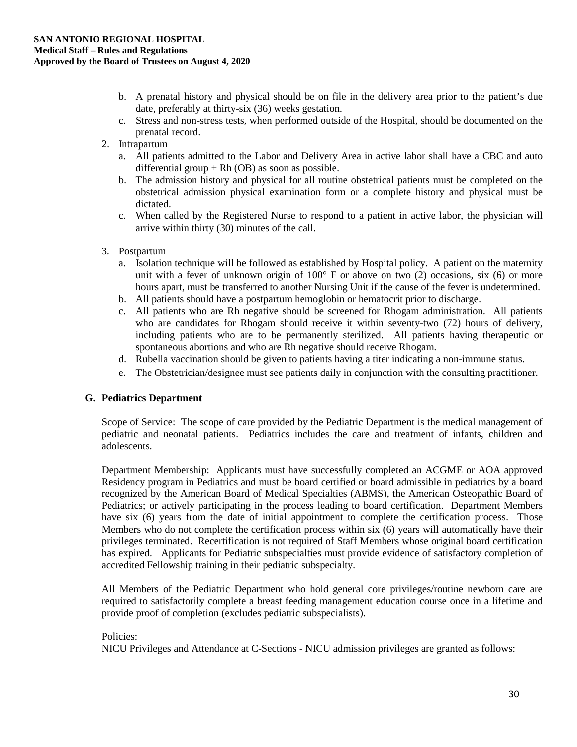b. A prenatal history and physical should be on file in the delivery area prior to the patient's due date, preferably at thirty-six (36) weeks gestation.
c. Stress and non-stress tests, when performed outside of the Hospital, should be documented on the prenatal record.

2. Intrapartum
   a. All patients admitted to the Labor and Delivery Area in active labor shall have a CBC and auto differential group + Rh (OB) as soon as possible.
   b. The admission history and physical for all routine obstetrical patients must be completed on the obstetrical admission physical examination form or a complete history and physical must be dictated.
   c. When called by the Registered Nurse to respond to a patient in active labor, the physician will arrive within thirty (30) minutes of the call.

3. Postpartum
   a. Isolation technique will be followed as established by Hospital policy. A patient on the maternity unit with a fever of unknown origin of 100° F or above on two (2) occasions, six (6) or more hours apart, must be transferred to another Nursing Unit if the cause of the fever is undetermined.
   b. All patients should have a postpartum hemoglobin or hematocrit prior to discharge.
   c. All patients who are Rh negative should be screened for Rhogam administration. All patients who are candidates for Rhogam should receive it within seventy-two (72) hours of delivery, including patients who are to be permanently sterilized. All patients having therapeutic or spontaneous abortions and who are Rh negative should receive Rhogam.
   d. Rubella vaccination should be given to patients having a titer indicating a non-immune status.
   e. The Obstetrician/designee must see patients daily in conjunction with the consulting practitioner.

## G. Pediatrics Department

Scope of Service: The scope of care provided by the Pediatric Department is the medical management of pediatric and neonatal patients. Pediatrics includes the care and treatment of infants, children and adolescents.

Department Membership: Applicants must have successfully completed an ACGME or AOA approved Residency program in Pediatrics and must be board certified or board admissible in pediatrics by a board recognized by the American Board of Medical Specialties (ABMS), the American Osteopathic Board of Pediatrics; or actively participating in the process leading to board certification. Department Members have six (6) years from the date of initial appointment to complete the certification process. Those Members who do not complete the certification process within six (6) years will automatically have their privileges terminated. Recertification is not required of Staff Members whose original board certification has expired. Applicants for Pediatric subspecialties must provide evidence of satisfactory completion of accredited Fellowship training in their pediatric subspecialty.

All Members of the Pediatric Department who hold general core privileges/routine newborn care are required to satisfactorily complete a breast feeding management education course once in a lifetime and provide proof of completion (excludes pediatric subspecialists).

Policies:
NICU Privileges and Attendance at C-Sections - NICU admission privileges are granted as follows: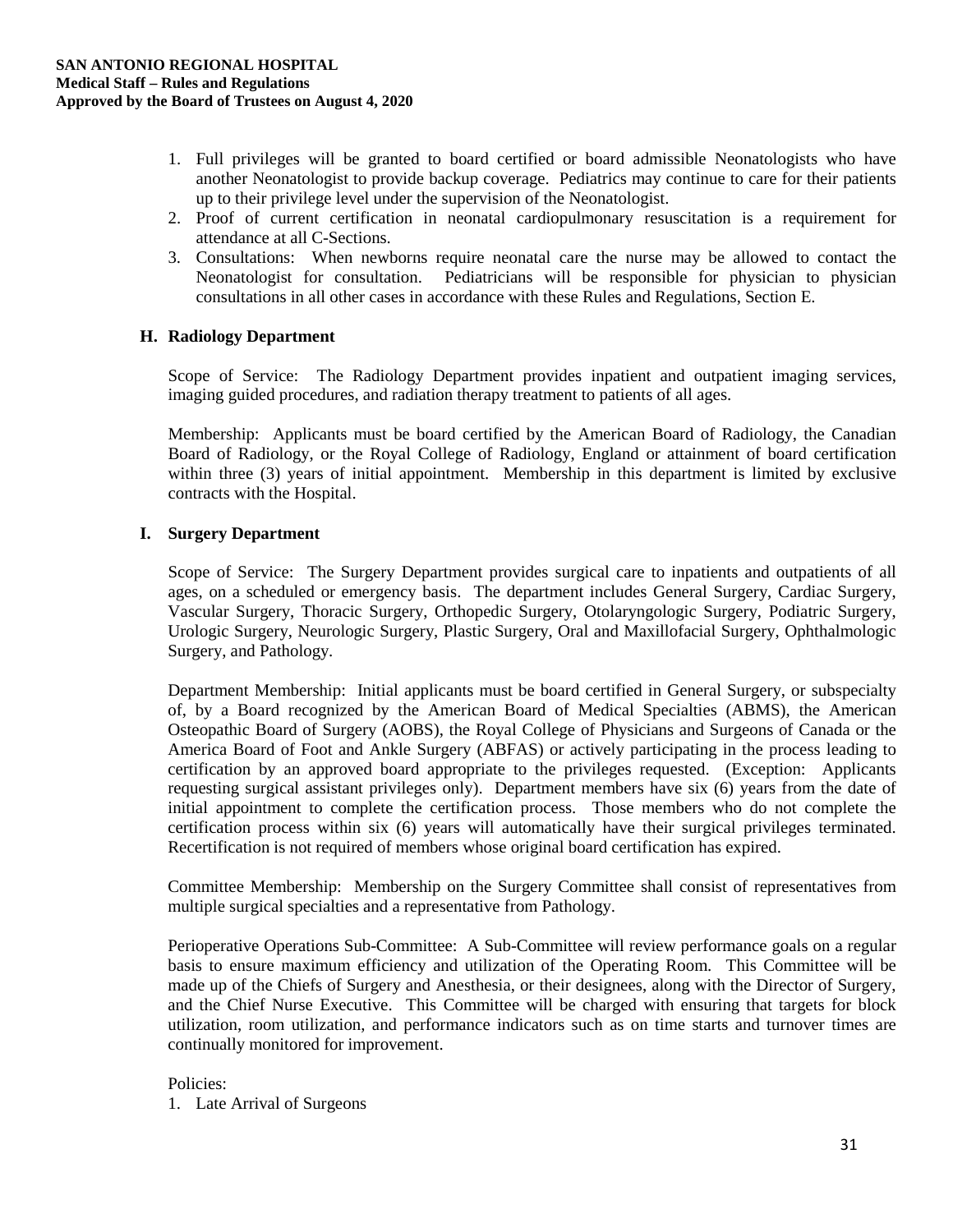1. Full privileges will be granted to board certified or board admissible Neonatologists who have another Neonatologist to provide backup coverage. Pediatrics may continue to care for their patients up to their privilege level under the supervision of the Neonatologist.
2. Proof of current certification in neonatal cardiopulmonary resuscitation is a requirement for attendance at all C-Sections.
3. Consultations: When newborns require neonatal care the nurse may be allowed to contact the Neonatologist for consultation. Pediatricians will be responsible for physician to physician consultations in all other cases in accordance with these Rules and Regulations, Section E.

### H. Radiology Department

Scope of Service: The Radiology Department provides inpatient and outpatient imaging services, imaging guided procedures, and radiation therapy treatment to patients of all ages.

Membership: Applicants must be board certified by the American Board of Radiology, the Canadian Board of Radiology, or the Royal College of Radiology, England or attainment of board certification within three (3) years of initial appointment. Membership in this department is limited by exclusive contracts with the Hospital.

### I. Surgery Department

Scope of Service: The Surgery Department provides surgical care to inpatients and outpatients of all ages, on a scheduled or emergency basis. The department includes General Surgery, Cardiac Surgery, Vascular Surgery, Thoracic Surgery, Orthopedic Surgery, Otolaryngologic Surgery, Podiatric Surgery, Urologic Surgery, Neurologic Surgery, Plastic Surgery, Oral and Maxillofacial Surgery, Ophthalmologic Surgery, and Pathology.

Department Membership: Initial applicants must be board certified in General Surgery, or subspecialty of, by a Board recognized by the American Board of Medical Specialties (ABMS), the American Osteopathic Board of Surgery (AOBS), the Royal College of Physicians and Surgeons of Canada or the America Board of Foot and Ankle Surgery (ABFAS) or actively participating in the process leading to certification by an approved board appropriate to the privileges requested. (Exception: Applicants requesting surgical assistant privileges only). Department members have six (6) years from the date of initial appointment to complete the certification process. Those members who do not complete the certification process within six (6) years will automatically have their surgical privileges terminated. Recertification is not required of members whose original board certification has expired.

Committee Membership: Membership on the Surgery Committee shall consist of representatives from multiple surgical specialties and a representative from Pathology.

Perioperative Operations Sub-Committee: A Sub-Committee will review performance goals on a regular basis to ensure maximum efficiency and utilization of the Operating Room. This Committee will be made up of the Chiefs of Surgery and Anesthesia, or their designees, along with the Director of Surgery, and the Chief Nurse Executive. This Committee will be charged with ensuring that targets for block utilization, room utilization, and performance indicators such as on time starts and turnover times are continually monitored for improvement.

Policies:

1. Late Arrival of Surgeons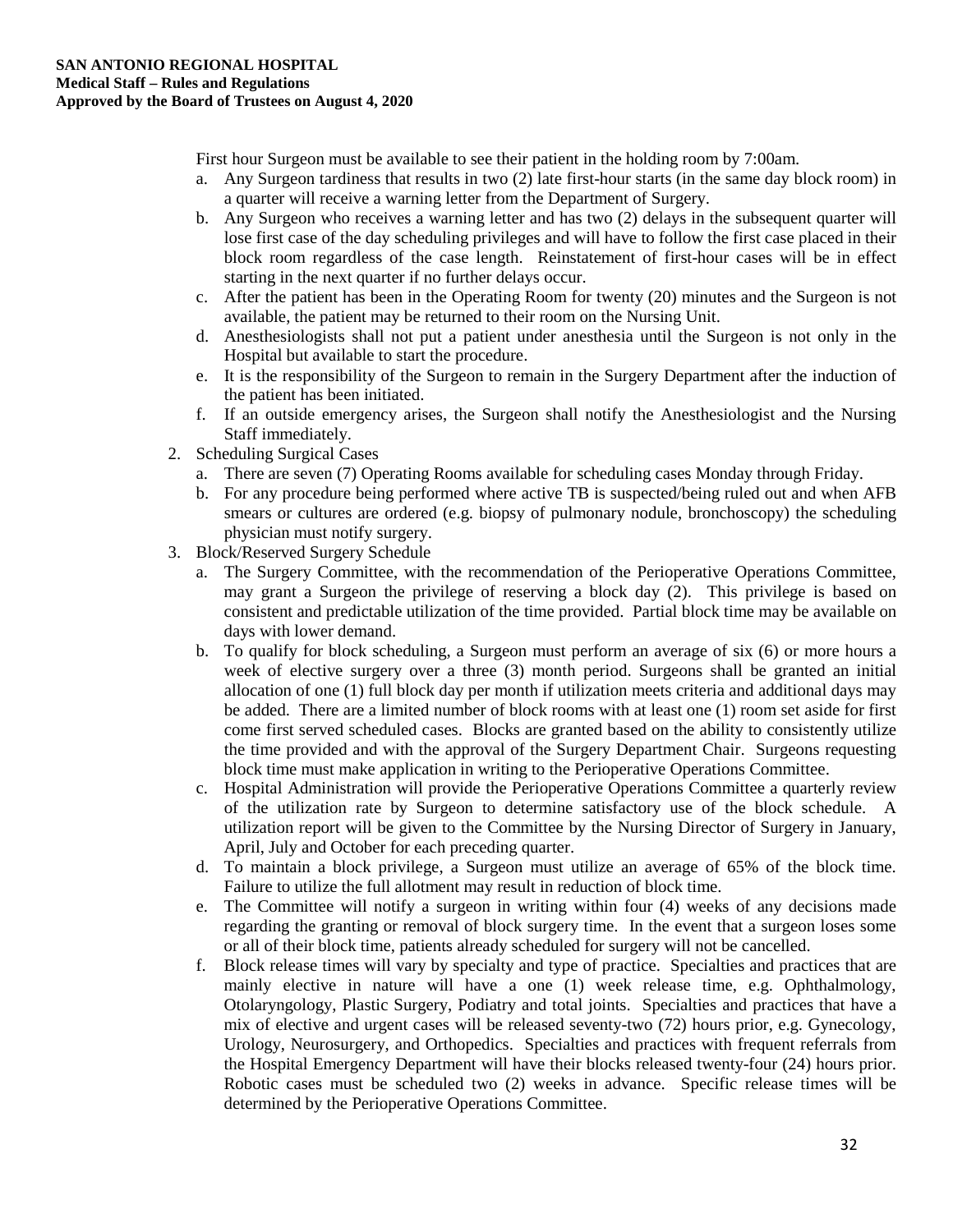First hour Surgeon must be available to see their patient in the holding room by 7:00am.

a. Any Surgeon tardiness that results in two (2) late first-hour starts (in the same day block room) in a quarter will receive a warning letter from the Department of Surgery.
b. Any Surgeon who receives a warning letter and has two (2) delays in the subsequent quarter will lose first case of the day scheduling privileges and will have to follow the first case placed in their block room regardless of the case length. Reinstatement of first-hour cases will be in effect starting in the next quarter if no further delays occur.
c. After the patient has been in the Operating Room for twenty (20) minutes and the Surgeon is not available, the patient may be returned to their room on the Nursing Unit.
d. Anesthesiologists shall not put a patient under anesthesia until the Surgeon is not only in the Hospital but available to start the procedure.
e. It is the responsibility of the Surgeon to remain in the Surgery Department after the induction of the patient has been initiated.
f. If an outside emergency arises, the Surgeon shall notify the Anesthesiologist and the Nursing Staff immediately.

2. Scheduling Surgical Cases
   a. There are seven (7) Operating Rooms available for scheduling cases Monday through Friday.
   b. For any procedure being performed where active TB is suspected/being ruled out and when AFB smears or cultures are ordered (e.g. biopsy of pulmonary nodule, bronchoscopy) the scheduling physician must notify surgery.
3. Block/Reserved Surgery Schedule
   a. The Surgery Committee, with the recommendation of the Perioperative Operations Committee, may grant a Surgeon the privilege of reserving a block day (2). This privilege is based on consistent and predictable utilization of the time provided. Partial block time may be available on days with lower demand.
   b. To qualify for block scheduling, a Surgeon must perform an average of six (6) or more hours a week of elective surgery over a three (3) month period. Surgeons shall be granted an initial allocation of one (1) full block day per month if utilization meets criteria and additional days may be added. There are a limited number of block rooms with at least one (1) room set aside for first come first served scheduled cases. Blocks are granted based on the ability to consistently utilize the time provided and with the approval of the Surgery Department Chair. Surgeons requesting block time must make application in writing to the Perioperative Operations Committee.
   c. Hospital Administration will provide the Perioperative Operations Committee a quarterly review of the utilization rate by Surgeon to determine satisfactory use of the block schedule. A utilization report will be given to the Committee by the Nursing Director of Surgery in January, April, July and October for each preceding quarter.
   d. To maintain a block privilege, a Surgeon must utilize an average of 65% of the block time. Failure to utilize the full allotment may result in reduction of block time.
   e. The Committee will notify a surgeon in writing within four (4) weeks of any decisions made regarding the granting or removal of block surgery time. In the event that a surgeon loses some or all of their block time, patients already scheduled for surgery will not be cancelled.
   f. Block release times will vary by specialty and type of practice. Specialties and practices that are mainly elective in nature will have a one (1) week release time, e.g. Ophthalmology, Otolaryngology, Plastic Surgery, Podiatry and total joints. Specialties and practices that have a mix of elective and urgent cases will be released seventy-two (72) hours prior, e.g. Gynecology, Urology, Neurosurgery, and Orthopedics. Specialties and practices with frequent referrals from the Hospital Emergency Department will have their blocks released twenty-four (24) hours prior. Robotic cases must be scheduled two (2) weeks in advance. Specific release times will be determined by the Perioperative Operations Committee.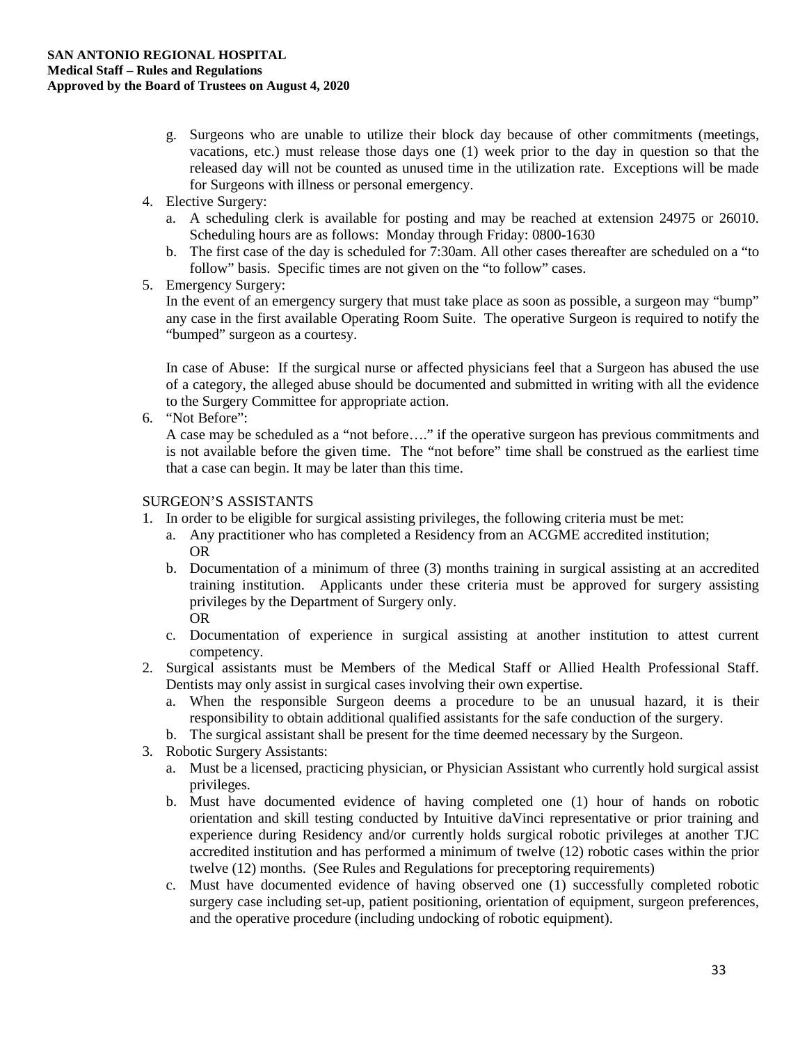g. Surgeons who are unable to utilize their block day because of other commitments (meetings, vacations, etc.) must release those days one (1) week prior to the day in question so that the released day will not be counted as unused time in the utilization rate. Exceptions will be made for Surgeons with illness or personal emergency.

4. Elective Surgery:
   a. A scheduling clerk is available for posting and may be reached at extension 24975 or 26010. Scheduling hours are as follows: Monday through Friday: 0800-1630
   b. The first case of the day is scheduled for 7:30am. All other cases thereafter are scheduled on a "to follow" basis. Specific times are not given on the "to follow" cases.
5. Emergency Surgery:
   In the event of an emergency surgery that must take place as soon as possible, a surgeon may "bump" any case in the first available Operating Room Suite. The operative Surgeon is required to notify the "bumped" surgeon as a courtesy.

   In case of Abuse: If the surgical nurse or affected physicians feel that a Surgeon has abused the use of a category, the alleged abuse should be documented and submitted in writing with all the evidence to the Surgery Committee for appropriate action.
6. "Not Before":
   A case may be scheduled as a "not before…." if the operative surgeon has previous commitments and is not available before the given time. The "not before" time shall be construed as the earliest time that a case can begin. It may be later than this time.

SURGEON'S ASSISTANTS

1. In order to be eligible for surgical assisting privileges, the following criteria must be met:
   a. Any practitioner who has completed a Residency from an ACGME accredited institution;
      OR
   b. Documentation of a minimum of three (3) months training in surgical assisting at an accredited training institution. Applicants under these criteria must be approved for surgery assisting privileges by the Department of Surgery only.
      OR
   c. Documentation of experience in surgical assisting at another institution to attest current competency.
2. Surgical assistants must be Members of the Medical Staff or Allied Health Professional Staff. Dentists may only assist in surgical cases involving their own expertise.
   a. When the responsible Surgeon deems a procedure to be an unusual hazard, it is their responsibility to obtain additional qualified assistants for the safe conduction of the surgery.
   b. The surgical assistant shall be present for the time deemed necessary by the Surgeon.
3. Robotic Surgery Assistants:
   a. Must be a licensed, practicing physician, or Physician Assistant who currently hold surgical assist privileges.
   b. Must have documented evidence of having completed one (1) hour of hands on robotic orientation and skill testing conducted by Intuitive daVinci representative or prior training and experience during Residency and/or currently holds surgical robotic privileges at another TJC accredited institution and has performed a minimum of twelve (12) robotic cases within the prior twelve (12) months. (See Rules and Regulations for preceptoring requirements)
   c. Must have documented evidence of having observed one (1) successfully completed robotic surgery case including set-up, patient positioning, orientation of equipment, surgeon preferences, and the operative procedure (including undocking of robotic equipment).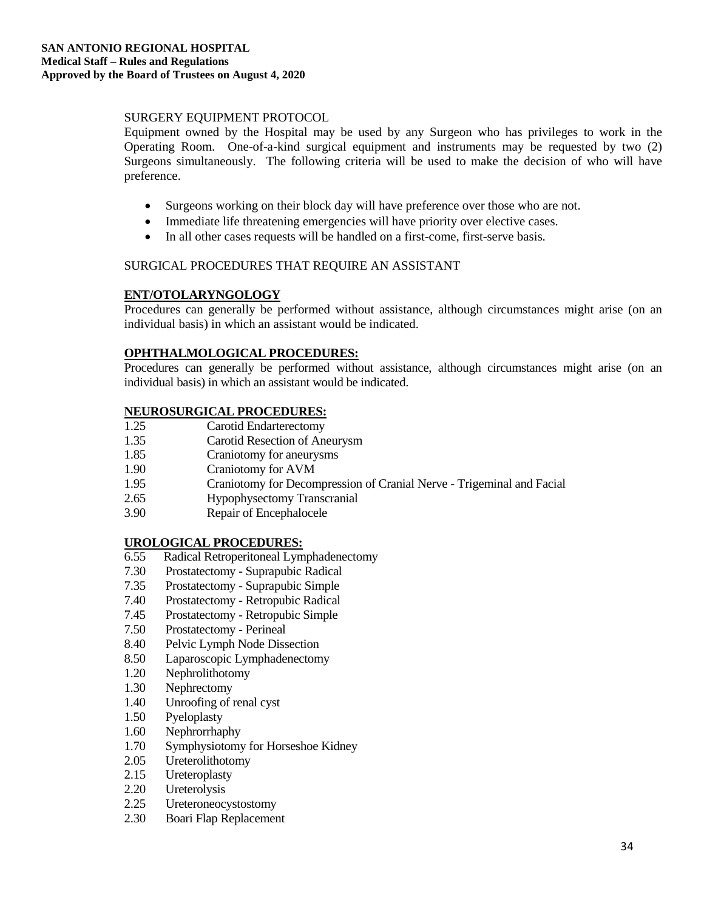SURGERY EQUIPMENT PROTOCOL

Equipment owned by the Hospital may be used by any Surgeon who has privileges to work in the Operating Room. One-of-a-kind surgical equipment and instruments may be requested by two (2) Surgeons simultaneously. The following criteria will be used to make the decision of who will have preference.

- Surgeons working on their block day will have preference over those who are not.
- Immediate life threatening emergencies will have priority over elective cases.
- In all other cases requests will be handled on a first-come, first-serve basis.

SURGICAL PROCEDURES THAT REQUIRE AN ASSISTANT

**ENT/OTOLARYNGOLOGY**

Procedures can generally be performed without assistance, although circumstances might arise (on an individual basis) in which an assistant would be indicated.

**OPHTHALMOLOGICAL PROCEDURES:**

Procedures can generally be performed without assistance, although circumstances might arise (on an individual basis) in which an assistant would be indicated.

**NEUROSURGICAL PROCEDURES:**

1.25 Carotid Endarterectomy
1.35 Carotid Resection of Aneurysm
1.85 Craniotomy for aneurysms
1.90 Craniotomy for AVM
1.95 Craniotomy for Decompression of Cranial Nerve - Trigeminal and Facial
2.65 Hypophysectomy Transcranial
3.90 Repair of Encephalocele

**UROLOGICAL PROCEDURES:**

6.55 Radical Retroperitoneal Lymphadenectomy
7.30 Prostatectomy - Suprapubic Radical
7.35 Prostatectomy - Suprapubic Simple
7.40 Prostatectomy - Retropubic Radical
7.45 Prostatectomy - Retropubic Simple
7.50 Prostatectomy - Perineal
8.40 Pelvic Lymph Node Dissection
8.50 Laparoscopic Lymphadenectomy
1.20 Nephrolithotomy
1.30 Nephrectomy
1.40 Unroofing of renal cyst
1.50 Pyeloplasty
1.60 Nephrorrhaphy
1.70 Symphysiotomy for Horseshoe Kidney
2.05 Ureterolithotomy
2.15 Ureteroplasty
2.20 Ureterolysis
2.25 Ureteroneocystostomy
2.30 Boari Flap Replacement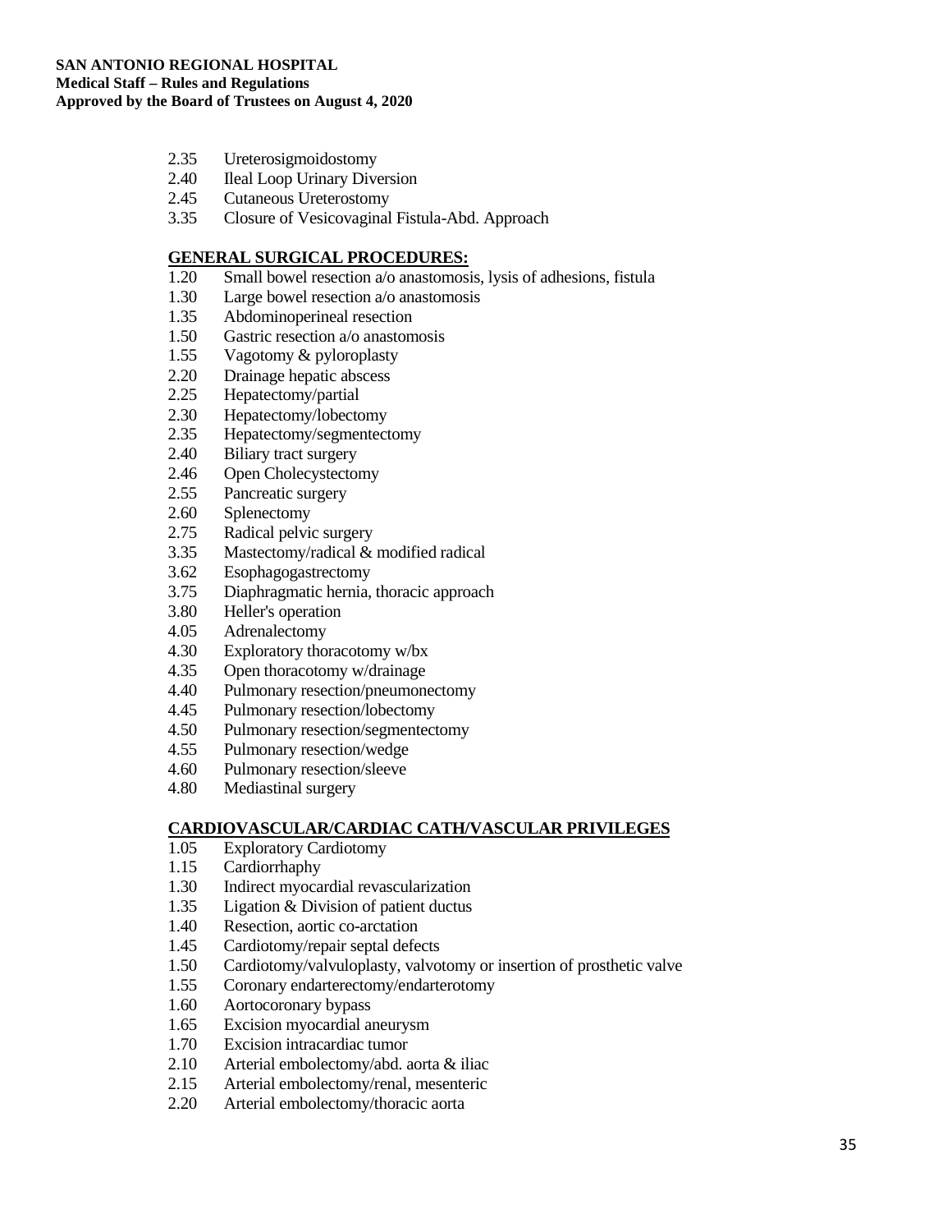2.35 Ureterosigmoidostomy
2.40 Ileal Loop Urinary Diversion
2.45 Cutaneous Ureterostomy
3.35 Closure of Vesicovaginal Fistula-Abd. Approach

**GENERAL SURGICAL PROCEDURES:**

1.20 Small bowel resection a/o anastomosis, lysis of adhesions, fistula
1.30 Large bowel resection a/o anastomosis
1.35 Abdominoperineal resection
1.50 Gastric resection a/o anastomosis
1.55 Vagotomy & pyloroplasty
2.20 Drainage hepatic abscess
2.25 Hepatectomy/partial
2.30 Hepatectomy/lobectomy
2.35 Hepatectomy/segmentectomy
2.40 Biliary tract surgery
2.46 Open Cholecystectomy
2.55 Pancreatic surgery
2.60 Splenectomy
2.75 Radical pelvic surgery
3.35 Mastectomy/radical & modified radical
3.62 Esophagogastrectomy
3.75 Diaphragmatic hernia, thoracic approach
3.80 Heller's operation
4.05 Adrenalectomy
4.30 Exploratory thoracotomy w/bx
4.35 Open thoracotomy w/drainage
4.40 Pulmonary resection/pneumonectomy
4.45 Pulmonary resection/lobectomy
4.50 Pulmonary resection/segmentectomy
4.55 Pulmonary resection/wedge
4.60 Pulmonary resection/sleeve
4.80 Mediastinal surgery

**CARDIOVASCULAR/CARDIAC CATH/VASCULAR PRIVILEGES**

1.05 Exploratory Cardiotomy
1.15 Cardiorrhaphy
1.30 Indirect myocardial revascularization
1.35 Ligation & Division of patient ductus
1.40 Resection, aortic co-arctation
1.45 Cardiotomy/repair septal defects
1.50 Cardiotomy/valvuloplasty, valvotomy or insertion of prosthetic valve
1.55 Coronary endarterectomy/endarterotomy
1.60 Aortocoronary bypass
1.65 Excision myocardial aneurysm
1.70 Excision intracardiac tumor
2.10 Arterial embolectomy/abd. aorta & iliac
2.15 Arterial embolectomy/renal, mesenteric
2.20 Arterial embolectomy/thoracic aorta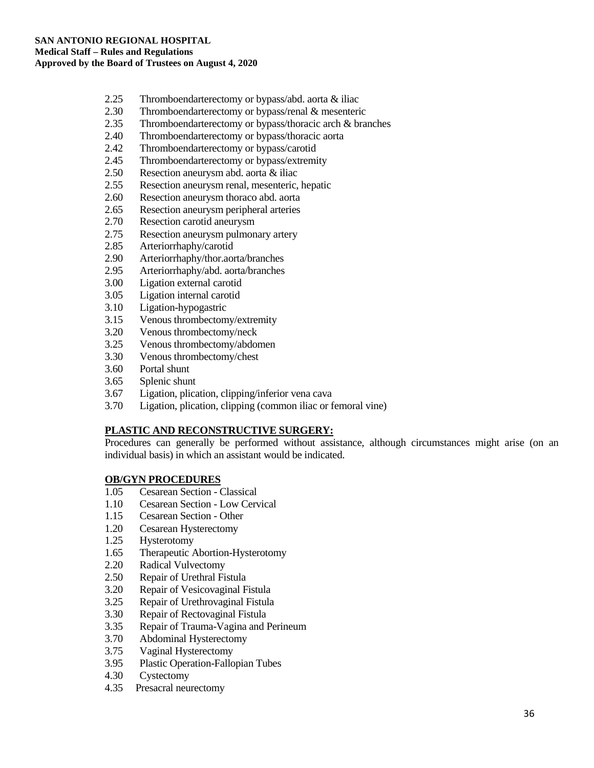- 2.25 Thromboendarterectomy or bypass/abd. aorta & iliac
- 2.30 Thromboendarterectomy or bypass/renal & mesenteric
- 2.35 Thromboendarterectomy or bypass/thoracic arch & branches
- 2.40 Thromboendarterectomy or bypass/thoracic aorta
- 2.42 Thromboendarterectomy or bypass/carotid
- 2.45 Thromboendarterectomy or bypass/extremity
- 2.50 Resection aneurysm abd. aorta & iliac
- 2.55 Resection aneurysm renal, mesenteric, hepatic
- 2.60 Resection aneurysm thoraco abd. aorta
- 2.65 Resection aneurysm peripheral arteries
- 2.70 Resection carotid aneurysm
- 2.75 Resection aneurysm pulmonary artery
- 2.85 Arteriorrhaphy/carotid
- 2.90 Arteriorrhaphy/thor.aorta/branches
- 2.95 Arteriorrhaphy/abd. aorta/branches
- 3.00 Ligation external carotid
- 3.05 Ligation internal carotid
- 3.10 Ligation-hypogastric
- 3.15 Venous thrombectomy/extremity
- 3.20 Venous thrombectomy/neck
- 3.25 Venous thrombectomy/abdomen
- 3.30 Venous thrombectomy/chest
- 3.60 Portal shunt
- 3.65 Splenic shunt
- 3.67 Ligation, plication, clipping/inferior vena cava
- 3.70 Ligation, plication, clipping (common iliac or femoral vine)

**PLASTIC AND RECONSTRUCTIVE SURGERY:**

Procedures can generally be performed without assistance, although circumstances might arise (on an individual basis) in which an assistant would be indicated.

**OB/GYN PROCEDURES**

- 1.05 Cesarean Section - Classical
- 1.10 Cesarean Section - Low Cervical
- 1.15 Cesarean Section - Other
- 1.20 Cesarean Hysterectomy
- 1.25 Hysterotomy
- 1.65 Therapeutic Abortion-Hysterotomy
- 2.20 Radical Vulvectomy
- 2.50 Repair of Urethral Fistula
- 3.20 Repair of Vesicovaginal Fistula
- 3.25 Repair of Urethrovaginal Fistula
- 3.30 Repair of Rectovaginal Fistula
- 3.35 Repair of Trauma-Vagina and Perineum
- 3.70 Abdominal Hysterectomy
- 3.75 Vaginal Hysterectomy
- 3.95 Plastic Operation-Fallopian Tubes
- 4.30 Cystectomy
- 4.35 Presacral neurectomy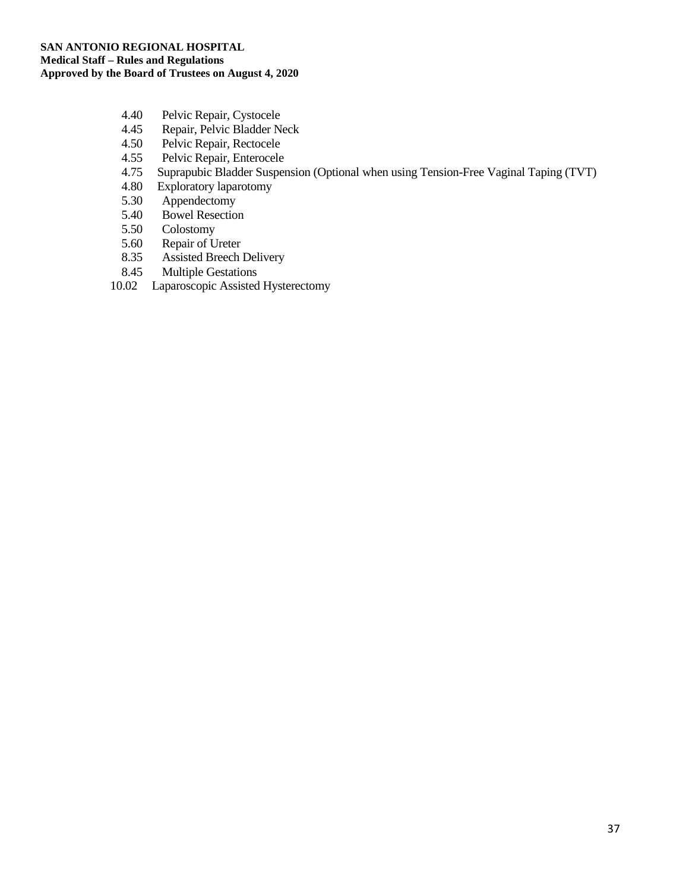4.40 Pelvic Repair, Cystocele
4.45 Repair, Pelvic Bladder Neck
4.50 Pelvic Repair, Rectocele
4.55 Pelvic Repair, Enterocele
4.75 Suprapubic Bladder Suspension (Optional when using Tension-Free Vaginal Taping (TVT)
4.80 Exploratory laparotomy
5.30 Appendectomy
5.40 Bowel Resection
5.50 Colostomy
5.60 Repair of Ureter
8.35 Assisted Breech Delivery
8.45 Multiple Gestations
10.02 Laparoscopic Assisted Hysterectomy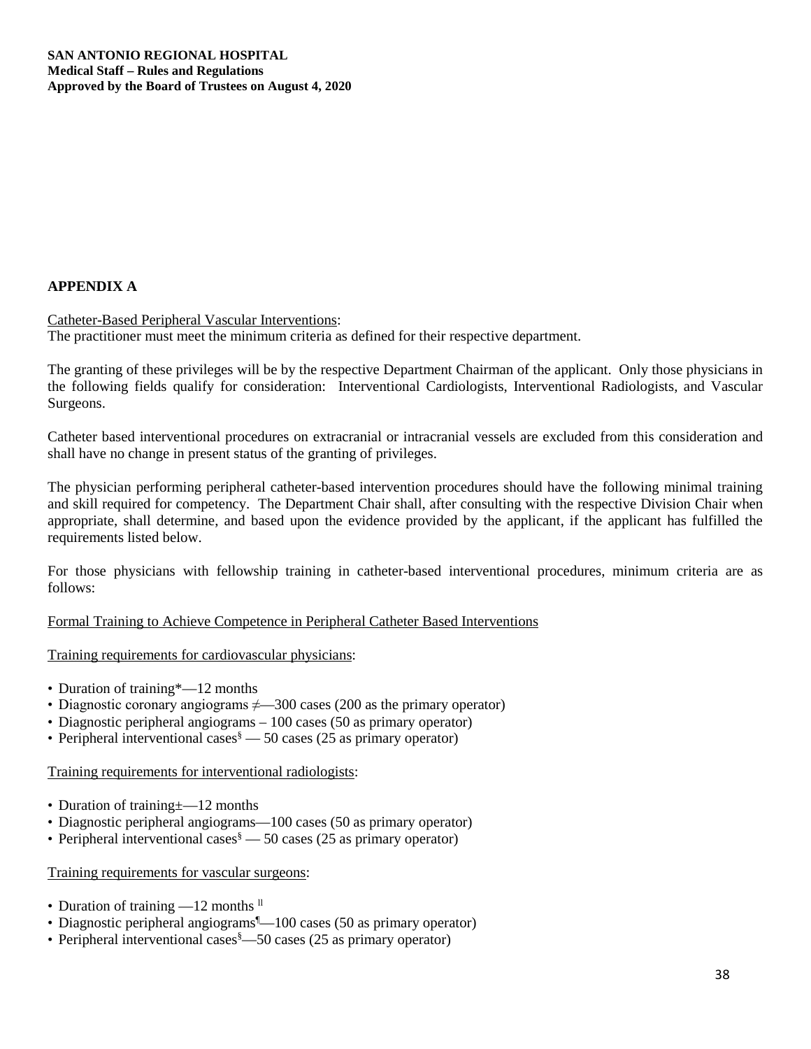## APPENDIX A

Catheter-Based Peripheral Vascular Interventions:
The practitioner must meet the minimum criteria as defined for their respective department.

The granting of these privileges will be by the respective Department Chairman of the applicant. Only those physicians in the following fields qualify for consideration: Interventional Cardiologists, Interventional Radiologists, and Vascular Surgeons.

Catheter based interventional procedures on extracranial or intracranial vessels are excluded from this consideration and shall have no change in present status of the granting of privileges.

The physician performing peripheral catheter-based intervention procedures should have the following minimal training and skill required for competency. The Department Chair shall, after consulting with the respective Division Chair when appropriate, shall determine, and based upon the evidence provided by the applicant, if the applicant has fulfilled the requirements listed below.

For those physicians with fellowship training in catheter-based interventional procedures, minimum criteria are as follows:

Formal Training to Achieve Competence in Peripheral Catheter Based Interventions

Training requirements for cardiovascular physicians:

- Duration of training*—12 months
- Diagnostic coronary angiograms ≠—300 cases (200 as the primary operator)
- Diagnostic peripheral angiograms – 100 cases (50 as primary operator)
- Peripheral interventional cases[§] — 50 cases (25 as primary operator)

Training requirements for interventional radiologists:

- Duration of training±—12 months
- Diagnostic peripheral angiograms—100 cases (50 as primary operator)
- Peripheral interventional cases[§] — 50 cases (25 as primary operator)

Training requirements for vascular surgeons:

- Duration of training —12 months [ll]
- Diagnostic peripheral angiograms[¶]—100 cases (50 as primary operator)
- Peripheral interventional cases[§]—50 cases (25 as primary operator)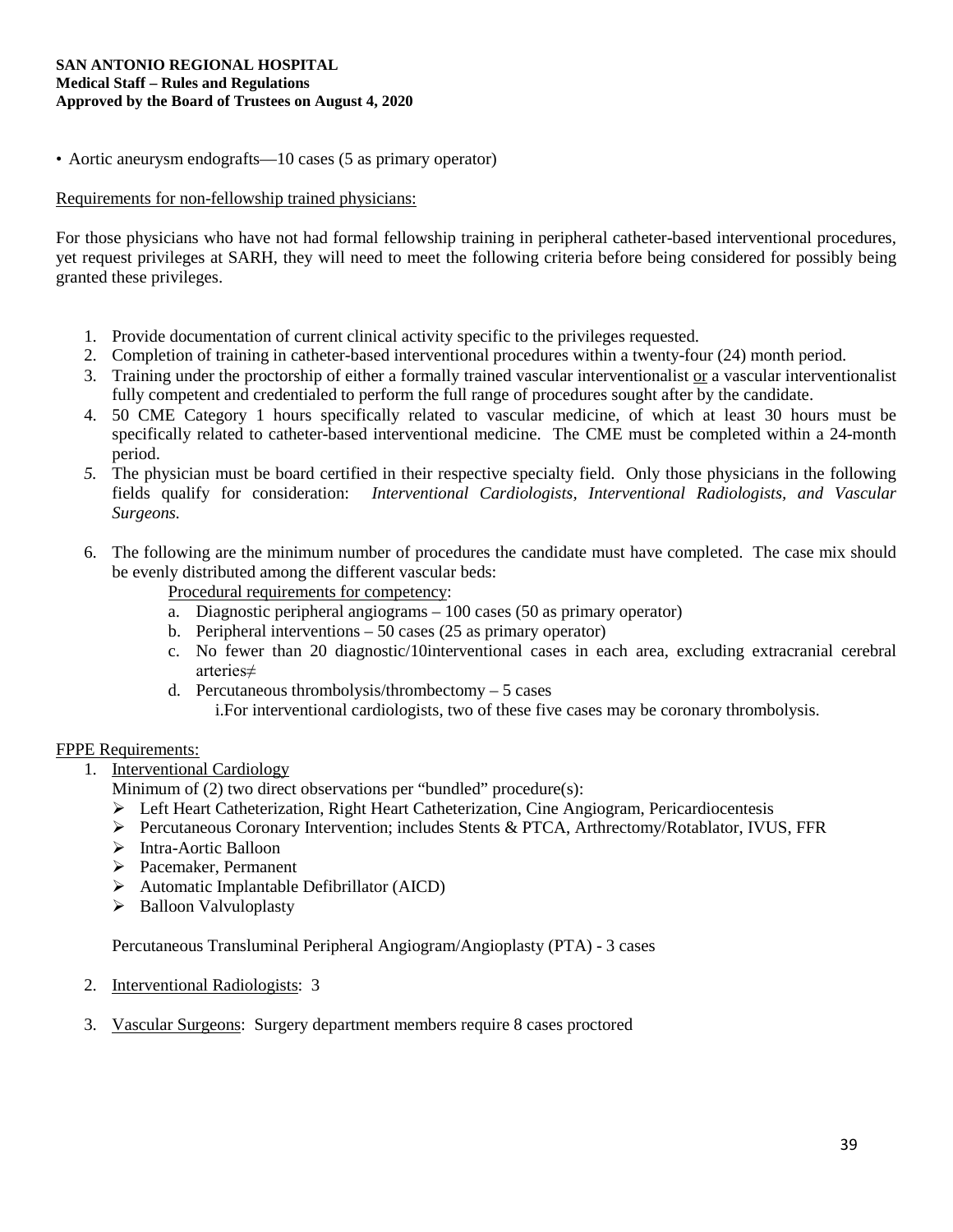• Aortic aneurysm endografts—10 cases (5 as primary operator)

Requirements for non-fellowship trained physicians:

For those physicians who have not had formal fellowship training in peripheral catheter-based interventional procedures, yet request privileges at SARH, they will need to meet the following criteria before being considered for possibly being granted these privileges.

1. Provide documentation of current clinical activity specific to the privileges requested.
2. Completion of training in catheter-based interventional procedures within a twenty-four (24) month period.
3. Training under the proctorship of either a formally trained vascular interventionalist or a vascular interventionalist fully competent and credentialed to perform the full range of procedures sought after by the candidate.
4. 50 CME Category 1 hours specifically related to vascular medicine, of which at least 30 hours must be specifically related to catheter-based interventional medicine. The CME must be completed within a 24-month period.
5. The physician must be board certified in their respective specialty field. Only those physicians in the following fields qualify for consideration: *Interventional Cardiologists, Interventional Radiologists, and Vascular Surgeons.*
6. The following are the minimum number of procedures the candidate must have completed. The case mix should be evenly distributed among the different vascular beds:

   Procedural requirements for competency:

   a. Diagnostic peripheral angiograms – 100 cases (50 as primary operator)
   b. Peripheral interventions – 50 cases (25 as primary operator)
   c. No fewer than 20 diagnostic/10interventional cases in each area, excluding extracranial cerebral arteries≠
   d. Percutaneous thrombolysis/thrombectomy – 5 cases
      i. For interventional cardiologists, two of these five cases may be coronary thrombolysis.

FPPE Requirements:

1. Interventional Cardiology

   Minimum of (2) two direct observations per "bundled" procedure(s):
   - Left Heart Catheterization, Right Heart Catheterization, Cine Angiogram, Pericardiocentesis
   - Percutaneous Coronary Intervention; includes Stents & PTCA, Arthrectomy/Rotablator, IVUS, FFR
   - Intra-Aortic Balloon
   - Pacemaker, Permanent
   - Automatic Implantable Defibrillator (AICD)
   - Balloon Valvuloplasty

   Percutaneous Transluminal Peripheral Angiogram/Angioplasty (PTA) - 3 cases

2. Interventional Radiologists: 3
3. Vascular Surgeons: Surgery department members require 8 cases proctored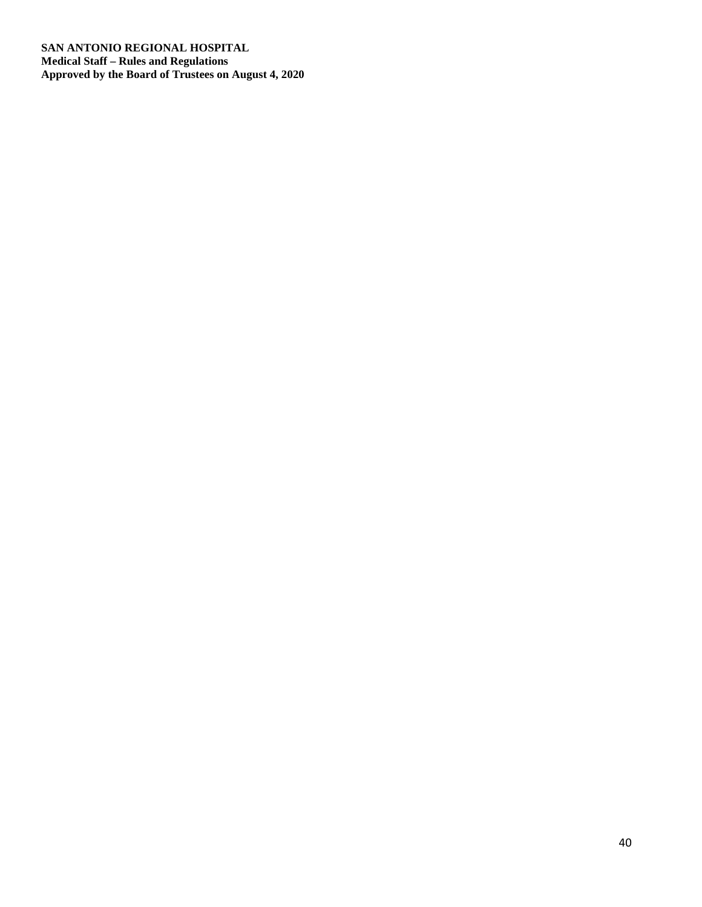**SAN ANTONIO REGIONAL HOSPITAL**
**Medical Staff – Rules and Regulations**
**Approved by the Board of Trustees on August 4, 2020**